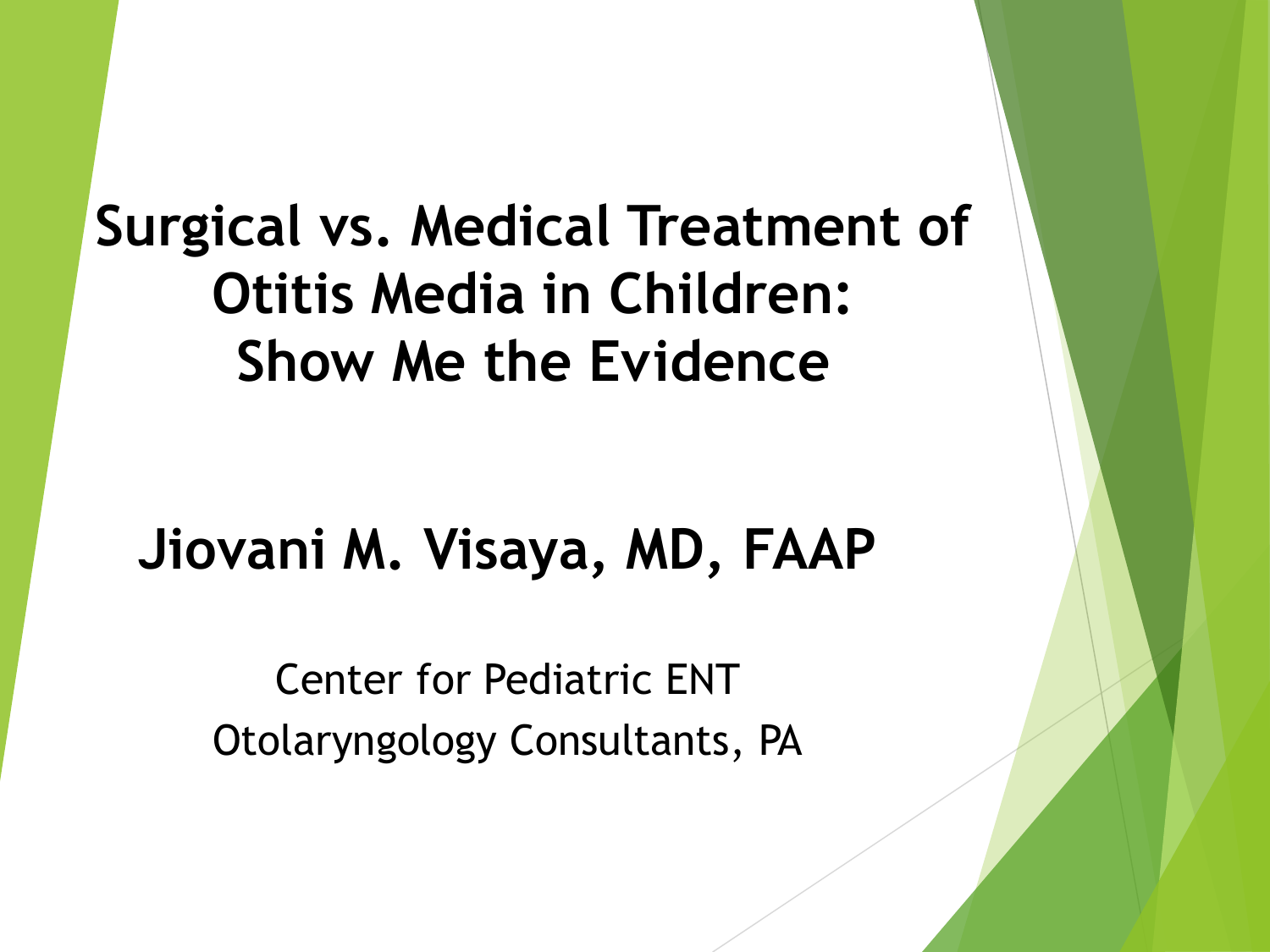# Surgical vs. Medical Treatment of Otitis Media in Children: Show Me the Evidence

**Jiovani M. Visaya, MD, FAAP**

Center for Pediatric ENT
Otolaryngology Consultants, PA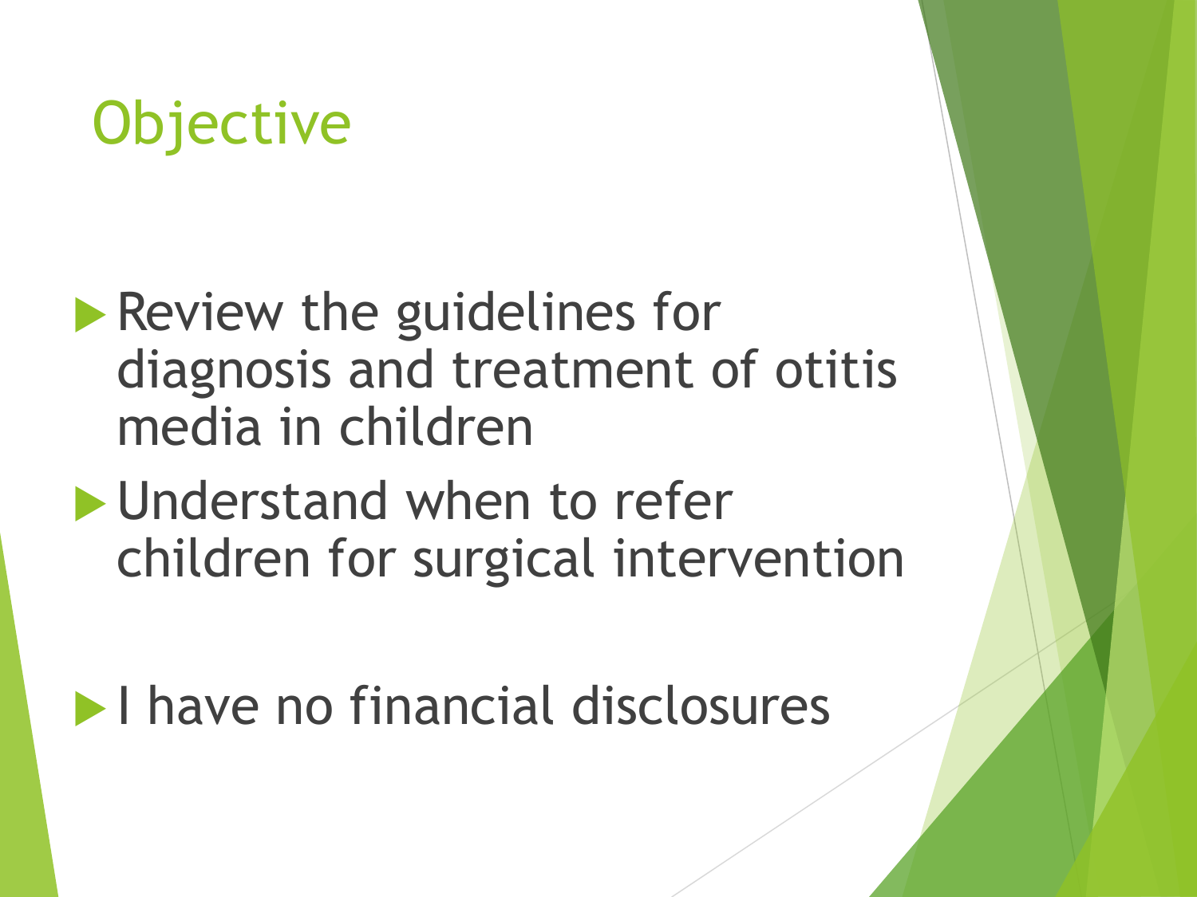# Objective

- Review the guidelines for diagnosis and treatment of otitis media in children
- Understand when to refer children for surgical intervention
- I have no financial disclosures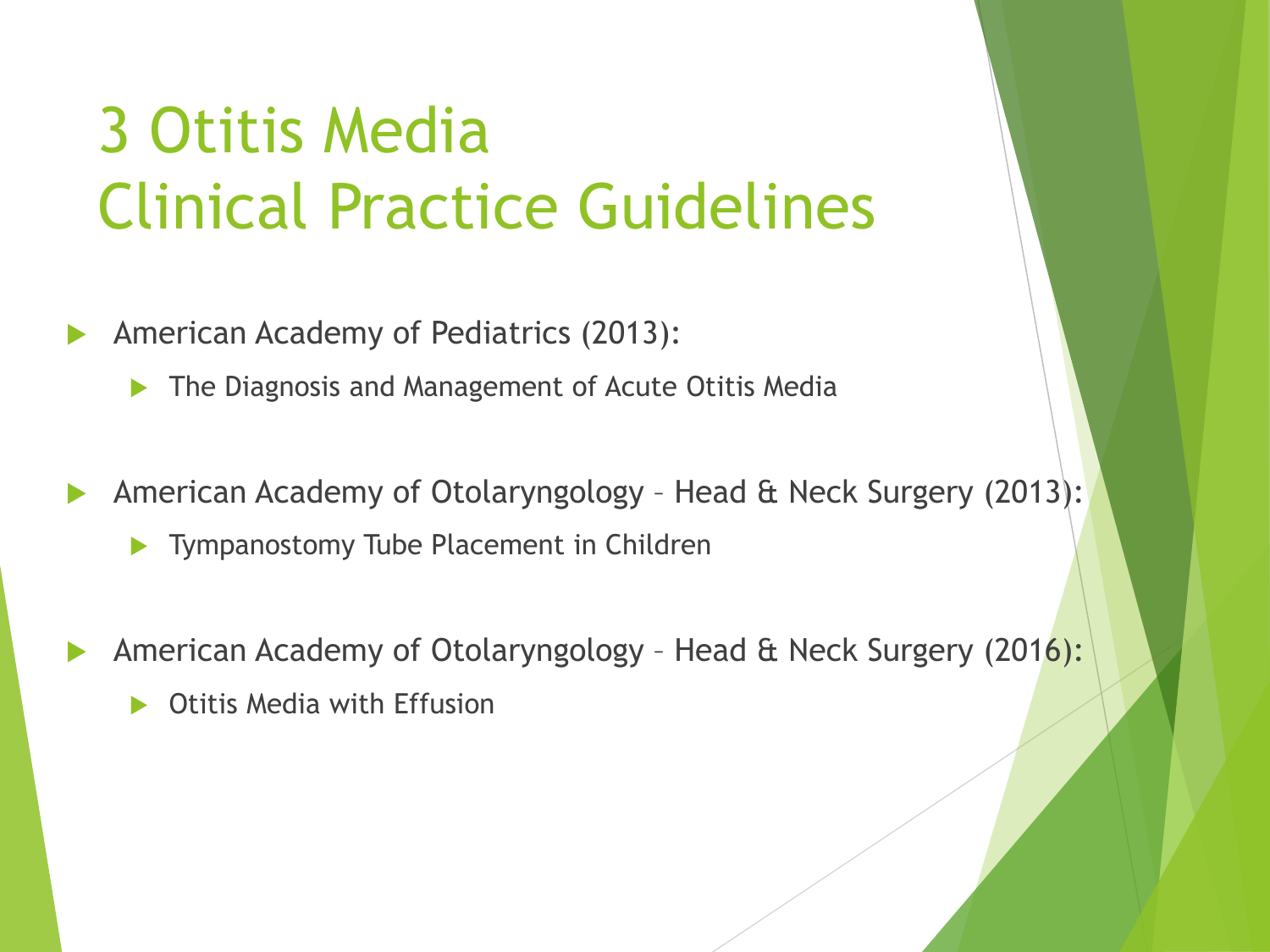# 3 Otitis Media Clinical Practice Guidelines

- American Academy of Pediatrics (2013):
  - The Diagnosis and Management of Acute Otitis Media
- American Academy of Otolaryngology – Head & Neck Surgery (2013):
  - Tympanostomy Tube Placement in Children
- American Academy of Otolaryngology – Head & Neck Surgery (2016):
  - Otitis Media with Effusion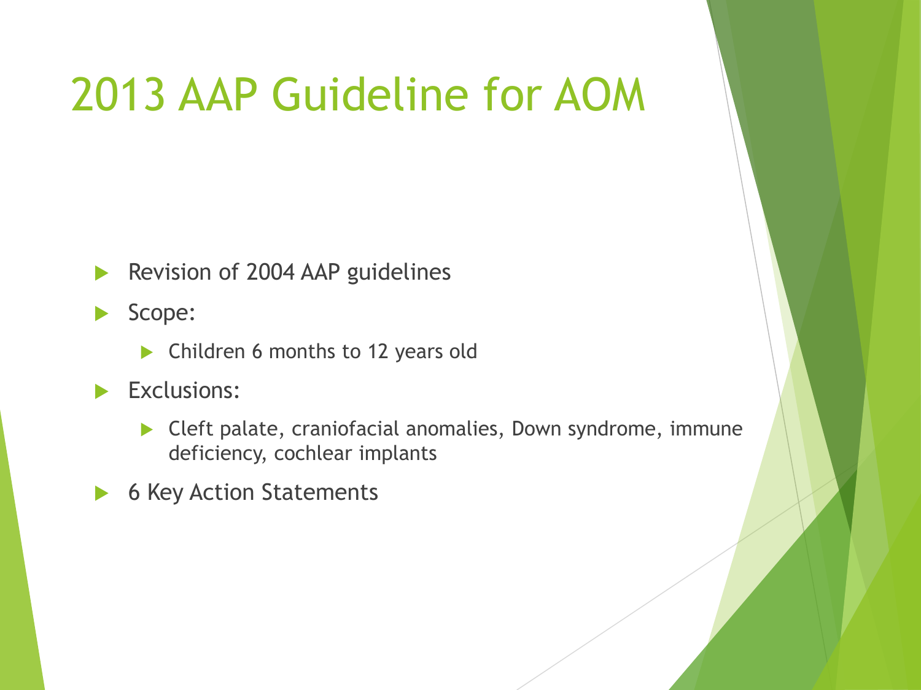# 2013 AAP Guideline for AOM

- Revision of 2004 AAP guidelines
- Scope:
  - Children 6 months to 12 years old
- Exclusions:
  - Cleft palate, craniofacial anomalies, Down syndrome, immune deficiency, cochlear implants
- 6 Key Action Statements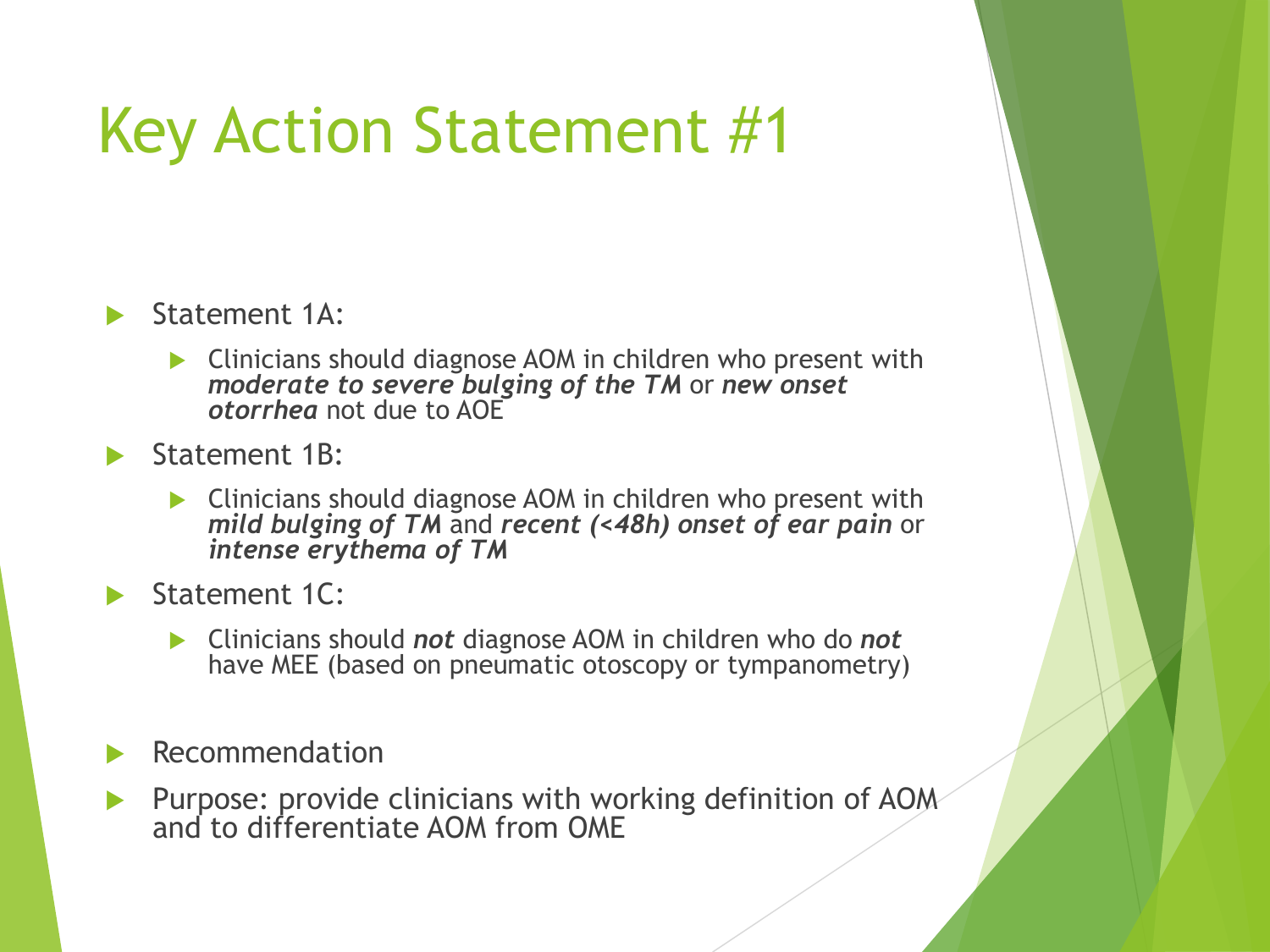# Key Action Statement #1

- Statement 1A:
  - Clinicians should diagnose AOM in children who present with ***moderate to severe bulging of the TM*** or ***new onset otorrhea*** not due to AOE
- Statement 1B:
  - Clinicians should diagnose AOM in children who present with ***mild bulging of TM*** and ***recent (<48h) onset of ear pain*** or ***intense erythema of TM***
- Statement 1C:
  - Clinicians should ***not*** diagnose AOM in children who do ***not*** have MEE (based on pneumatic otoscopy or tympanometry)

- Recommendation
- Purpose: provide clinicians with working definition of AOM and to differentiate AOM from OME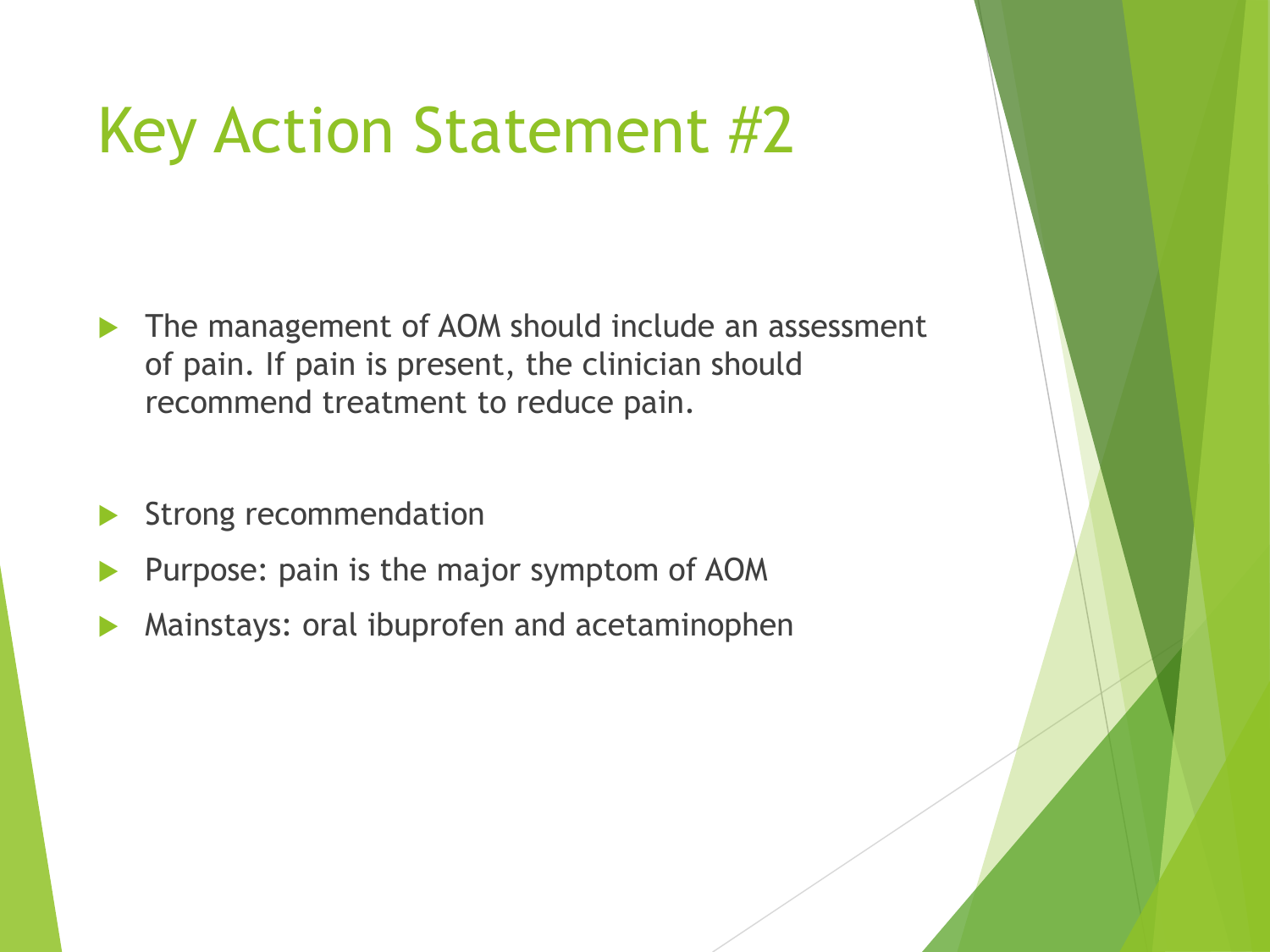# Key Action Statement #2

- The management of AOM should include an assessment of pain. If pain is present, the clinician should recommend treatment to reduce pain.
- Strong recommendation
- Purpose: pain is the major symptom of AOM
- Mainstays: oral ibuprofen and acetaminophen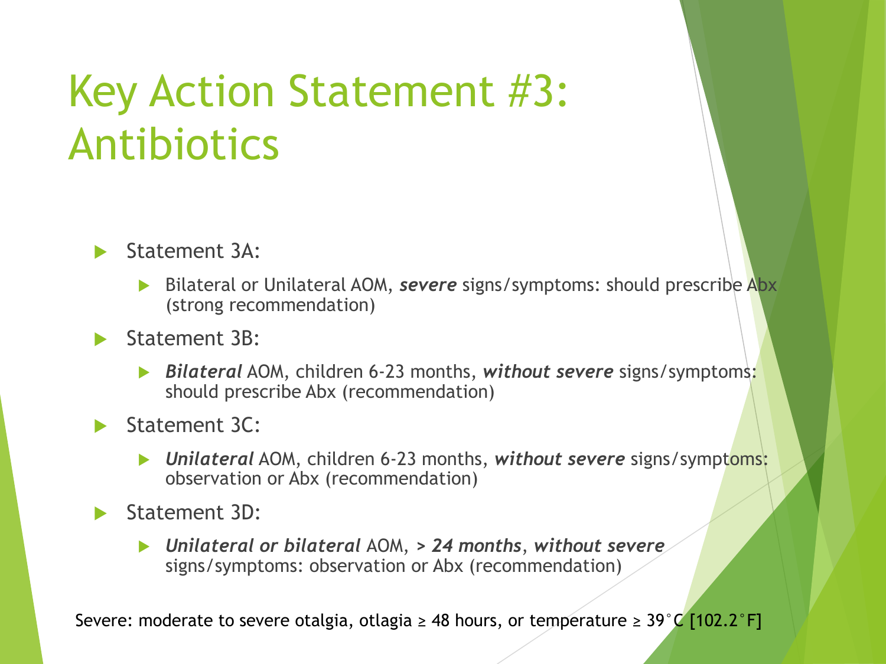# Key Action Statement #3: Antibiotics

- Statement 3A:
  - Bilateral or Unilateral AOM, ***severe*** signs/symptoms: should prescribe Abx (strong recommendation)
- Statement 3B:
  - ***Bilateral*** AOM, children 6-23 months, ***without severe*** signs/symptoms: should prescribe Abx (recommendation)
- Statement 3C:
  - ***Unilateral*** AOM, children 6-23 months, ***without severe*** signs/symptoms: observation or Abx (recommendation)
- Statement 3D:
  - ***Unilateral or bilateral*** AOM, ***> 24 months***, ***without severe*** signs/symptoms: observation or Abx (recommendation)

Severe: moderate to severe otalgia, otlagia ≥ 48 hours, or temperature ≥ 39˚C [102.2˚F]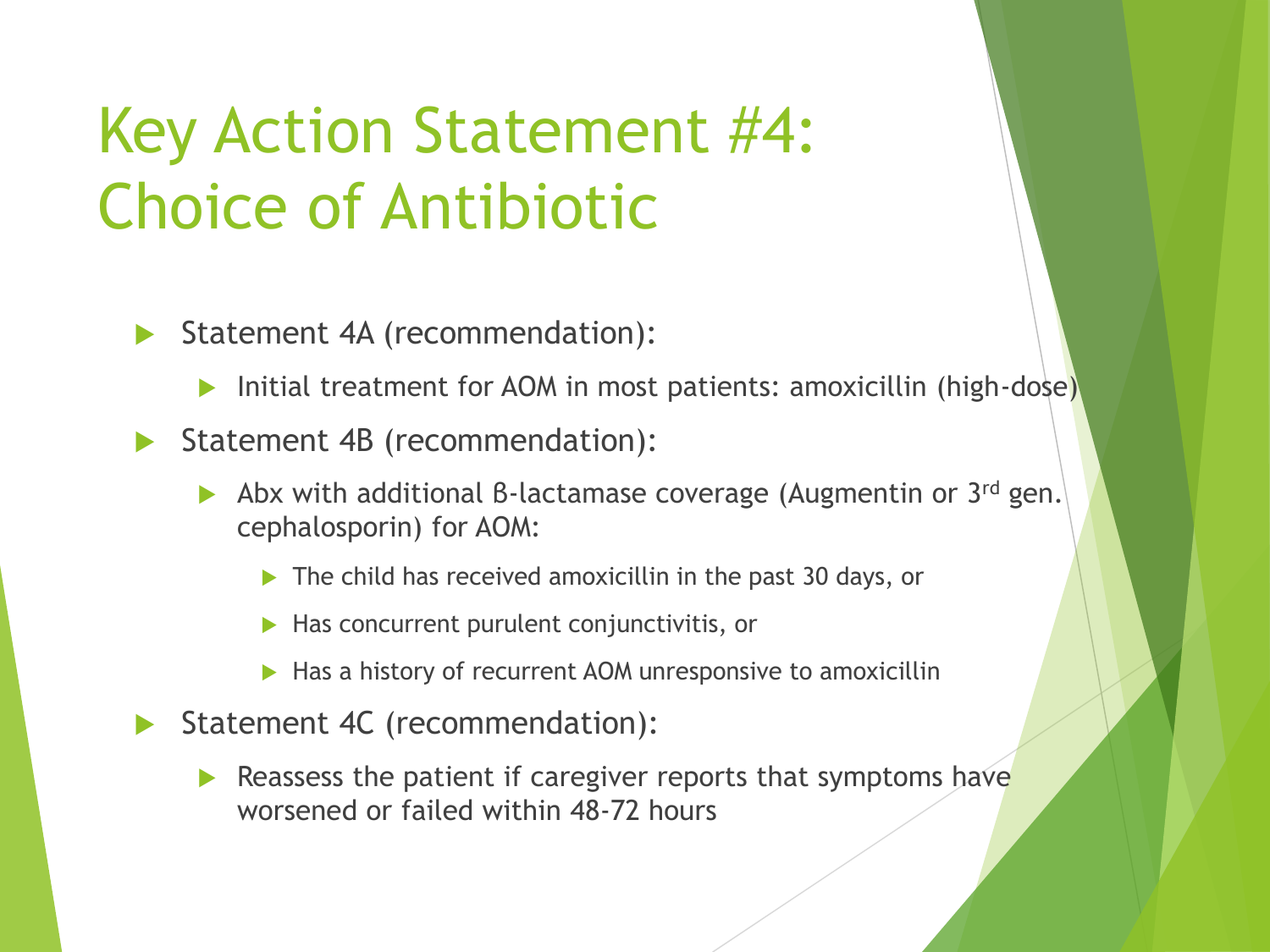# Key Action Statement #4: Choice of Antibiotic

- Statement 4A (recommendation):
  - Initial treatment for AOM in most patients: amoxicillin (high-dose)
- Statement 4B (recommendation):
  - Abx with additional β-lactamase coverage (Augmentin or 3rd gen. cephalosporin) for AOM:
    - The child has received amoxicillin in the past 30 days, or
    - Has concurrent purulent conjunctivitis, or
    - Has a history of recurrent AOM unresponsive to amoxicillin
- Statement 4C (recommendation):
  - Reassess the patient if caregiver reports that symptoms have worsened or failed within 48-72 hours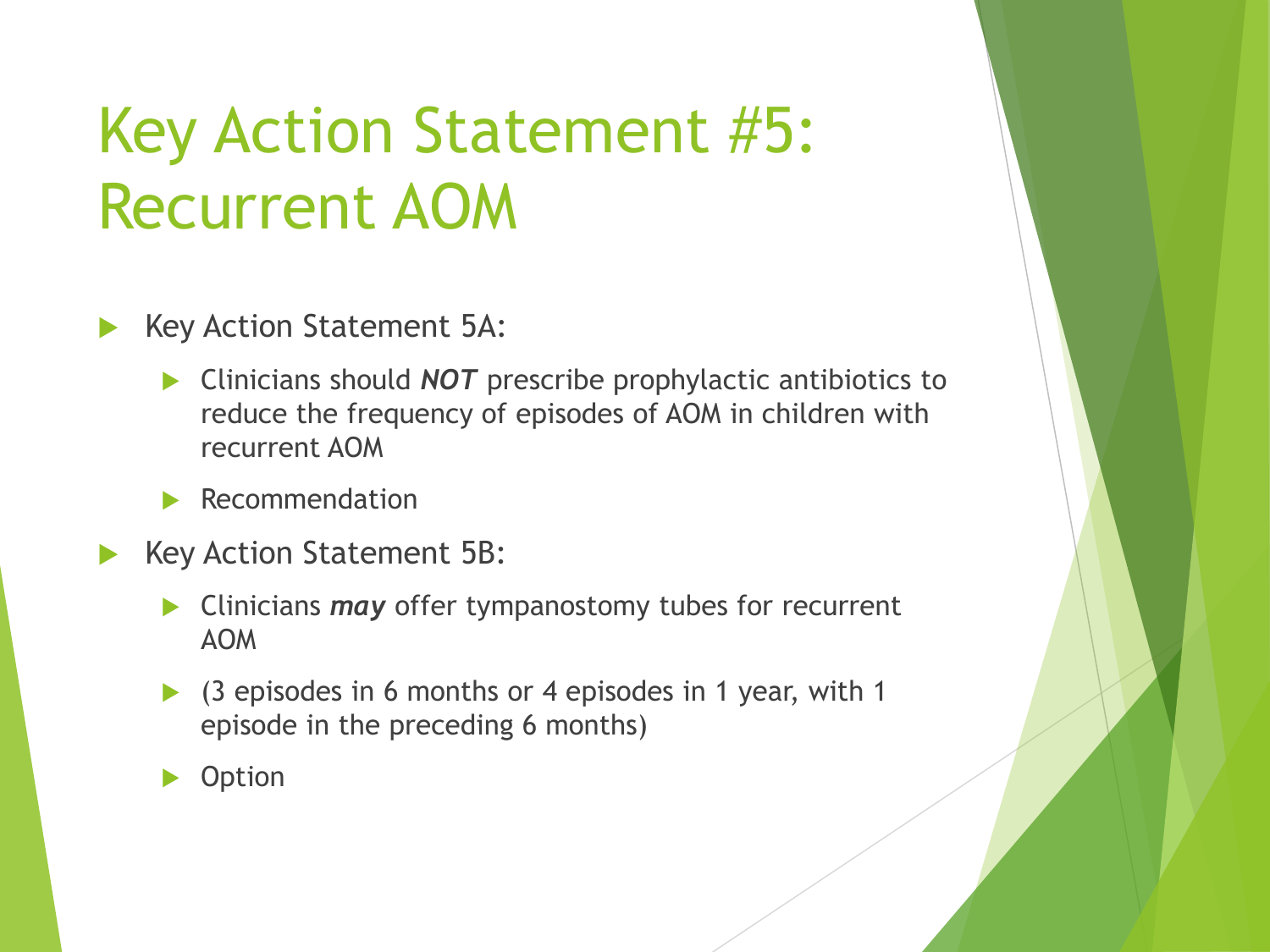# Key Action Statement #5: Recurrent AOM

- Key Action Statement 5A:
  - Clinicians should ***NOT*** prescribe prophylactic antibiotics to reduce the frequency of episodes of AOM in children with recurrent AOM
  - Recommendation
- Key Action Statement 5B:
  - Clinicians ***may*** offer tympanostomy tubes for recurrent AOM
  - (3 episodes in 6 months or 4 episodes in 1 year, with 1 episode in the preceding 6 months)
  - Option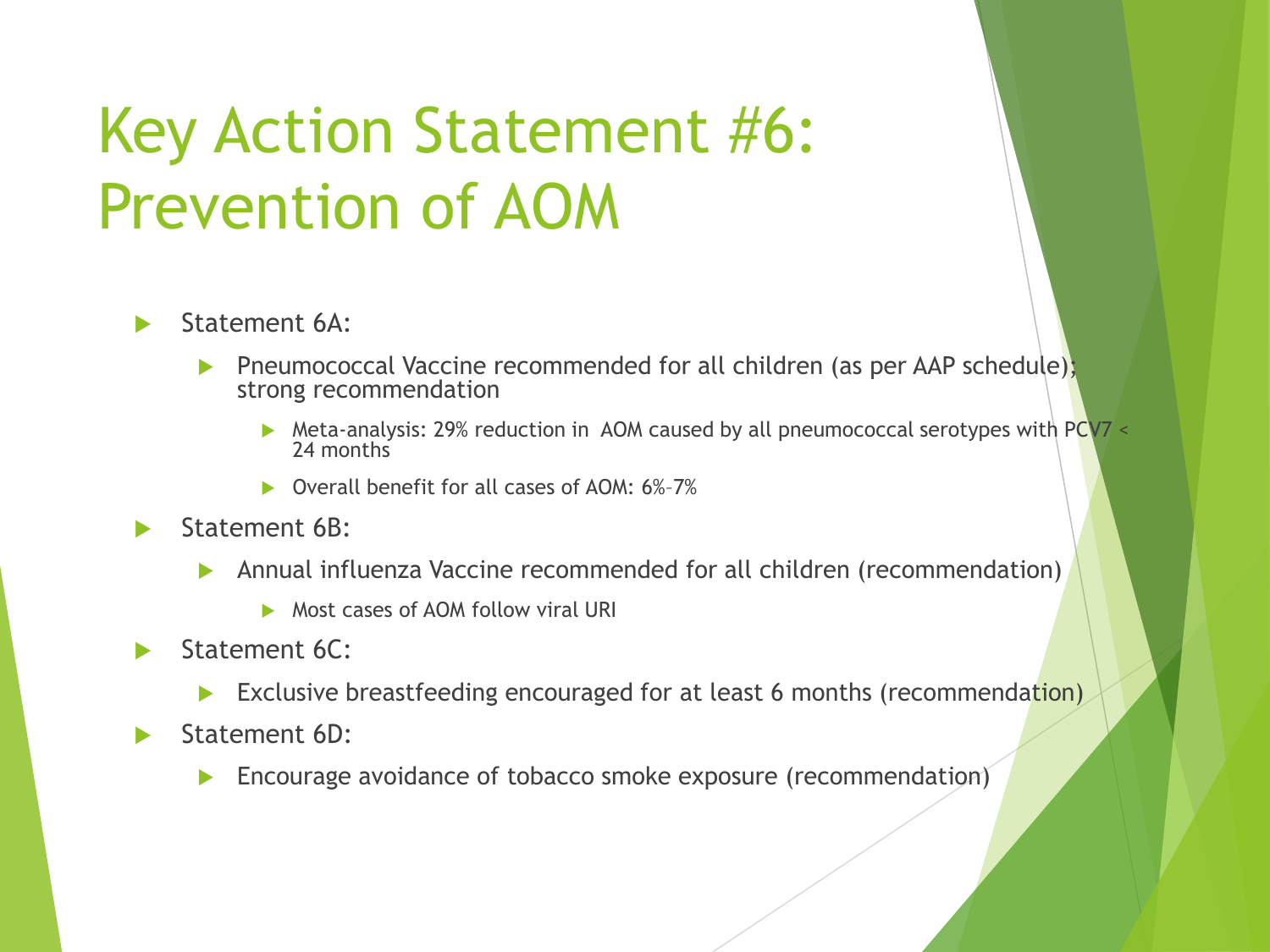# Key Action Statement #6: Prevention of AOM

- Statement 6A:
  - Pneumococcal Vaccine recommended for all children (as per AAP schedule); strong recommendation
    - Meta-analysis: 29% reduction in AOM caused by all pneumococcal serotypes with PCV7 < 24 months
    - Overall benefit for all cases of AOM: 6%–7%
- Statement 6B:
  - Annual influenza Vaccine recommended for all children (recommendation)
    - Most cases of AOM follow viral URI
- Statement 6C:
  - Exclusive breastfeeding encouraged for at least 6 months (recommendation)
- Statement 6D:
  - Encourage avoidance of tobacco smoke exposure (recommendation)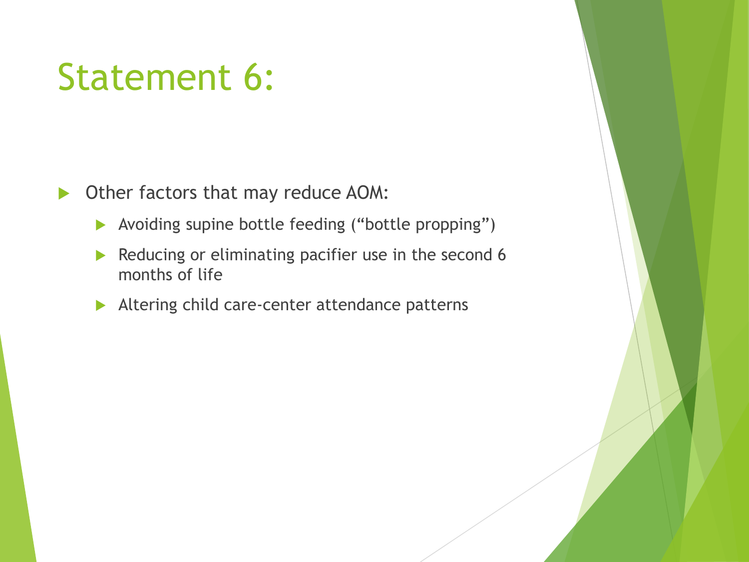# Statement 6:

- Other factors that may reduce AOM:
  - Avoiding supine bottle feeding (“bottle propping”)
  - Reducing or eliminating pacifier use in the second 6 months of life
  - Altering child care-center attendance patterns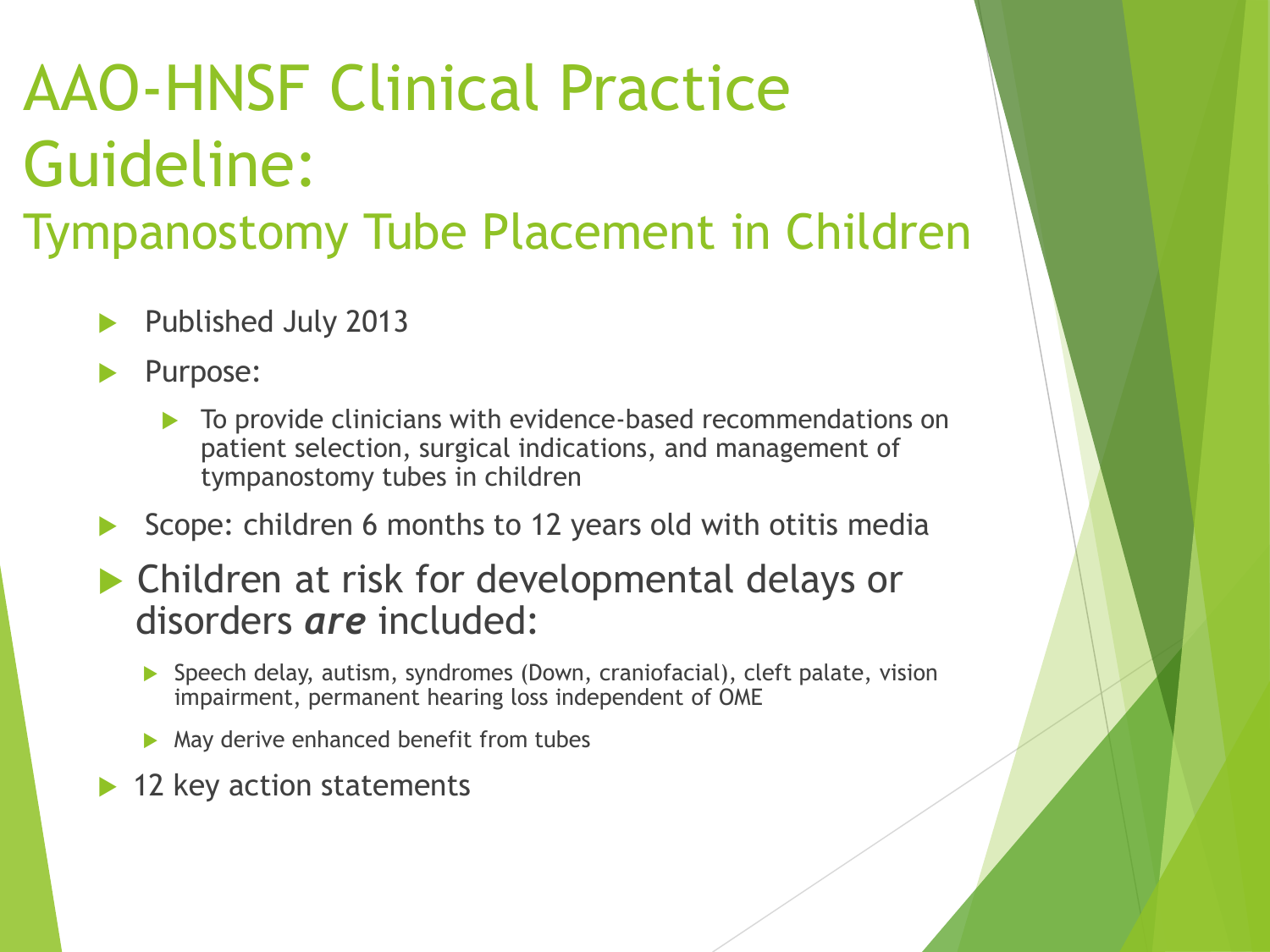# AAO-HNSF Clinical Practice Guideline:

## Tympanostomy Tube Placement in Children

- Published July 2013
- Purpose:
  - To provide clinicians with evidence-based recommendations on patient selection, surgical indications, and management of tympanostomy tubes in children
- Scope: children 6 months to 12 years old with otitis media
- Children at risk for developmental delays or disorders ***are*** included:
  - Speech delay, autism, syndromes (Down, craniofacial), cleft palate, vision impairment, permanent hearing loss independent of OME
  - May derive enhanced benefit from tubes
- 12 key action statements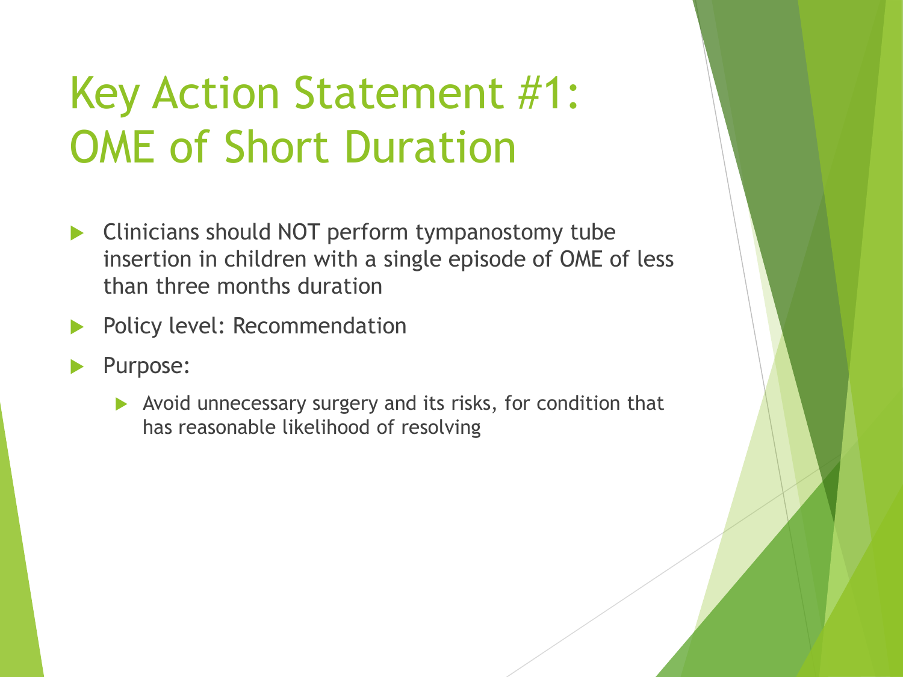# Key Action Statement #1: OME of Short Duration

- Clinicians should NOT perform tympanostomy tube insertion in children with a single episode of OME of less than three months duration
- Policy level: Recommendation
- Purpose:
  - Avoid unnecessary surgery and its risks, for condition that has reasonable likelihood of resolving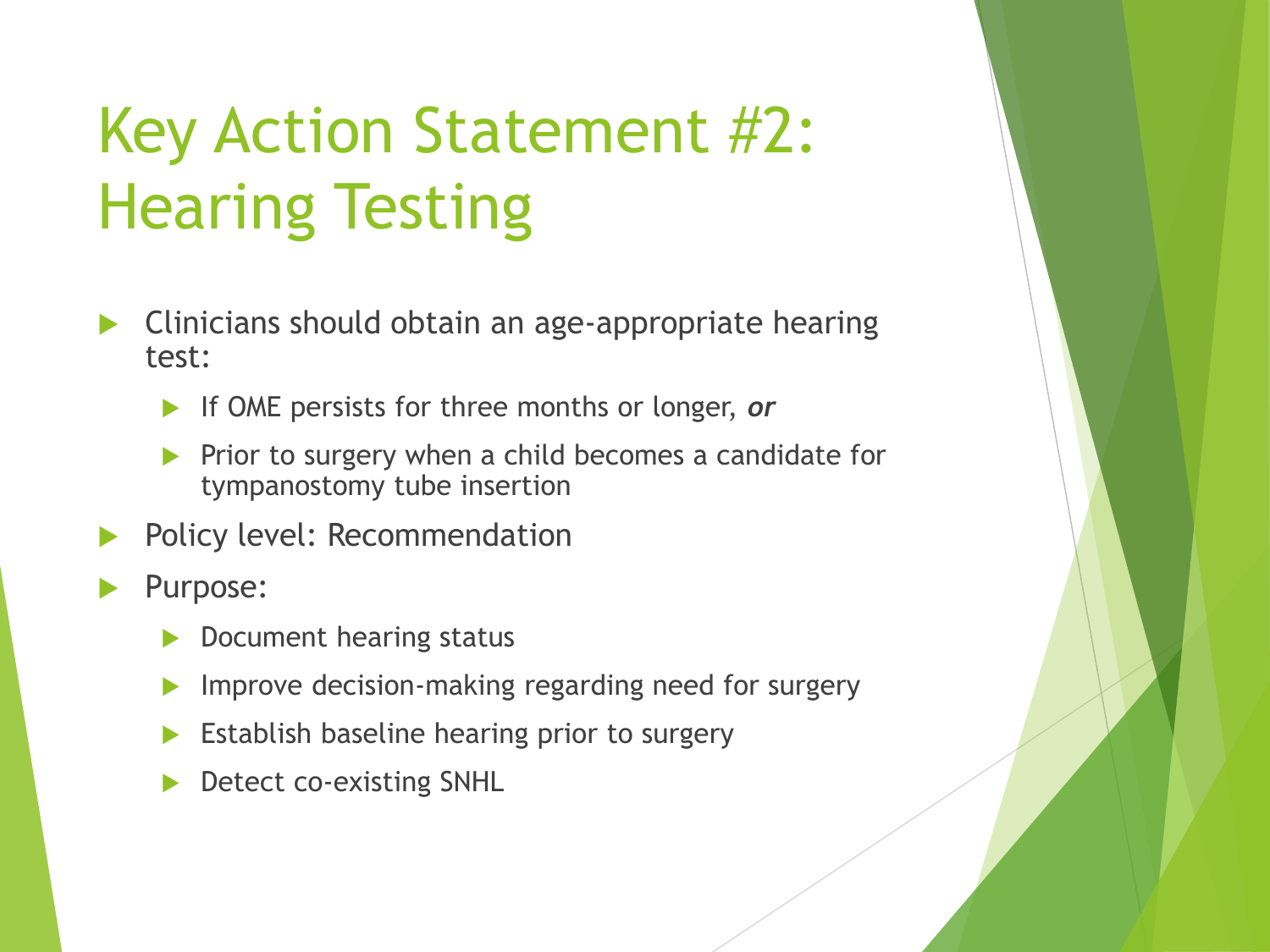# Key Action Statement #2: Hearing Testing

- Clinicians should obtain an age-appropriate hearing test:
  - If OME persists for three months or longer, ***or***
  - Prior to surgery when a child becomes a candidate for tympanostomy tube insertion
- Policy level: Recommendation
- Purpose:
  - Document hearing status
  - Improve decision-making regarding need for surgery
  - Establish baseline hearing prior to surgery
  - Detect co-existing SNHL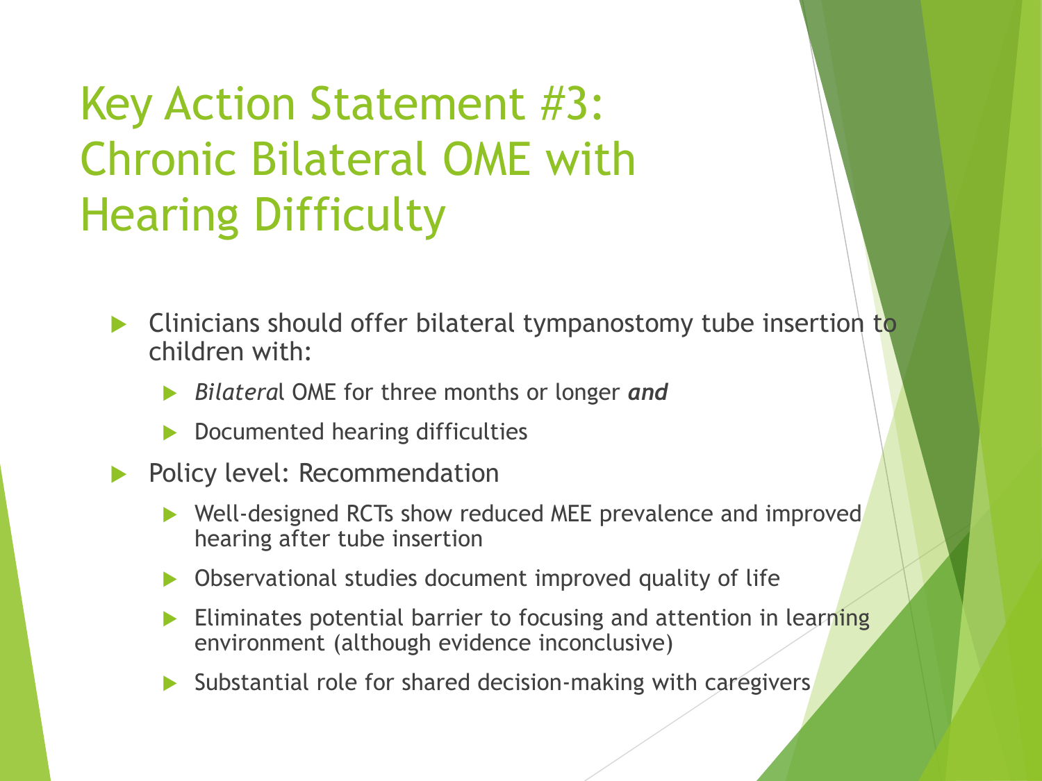# Key Action Statement #3: Chronic Bilateral OME with Hearing Difficulty

- Clinicians should offer bilateral tympanostomy tube insertion to children with:
  - *Bilatera*l OME for three months or longer ***and***
  - Documented hearing difficulties
- Policy level: Recommendation
  - Well-designed RCTs show reduced MEE prevalence and improved hearing after tube insertion
  - Observational studies document improved quality of life
  - Eliminates potential barrier to focusing and attention in learning environment (although evidence inconclusive)
  - Substantial role for shared decision-making with caregivers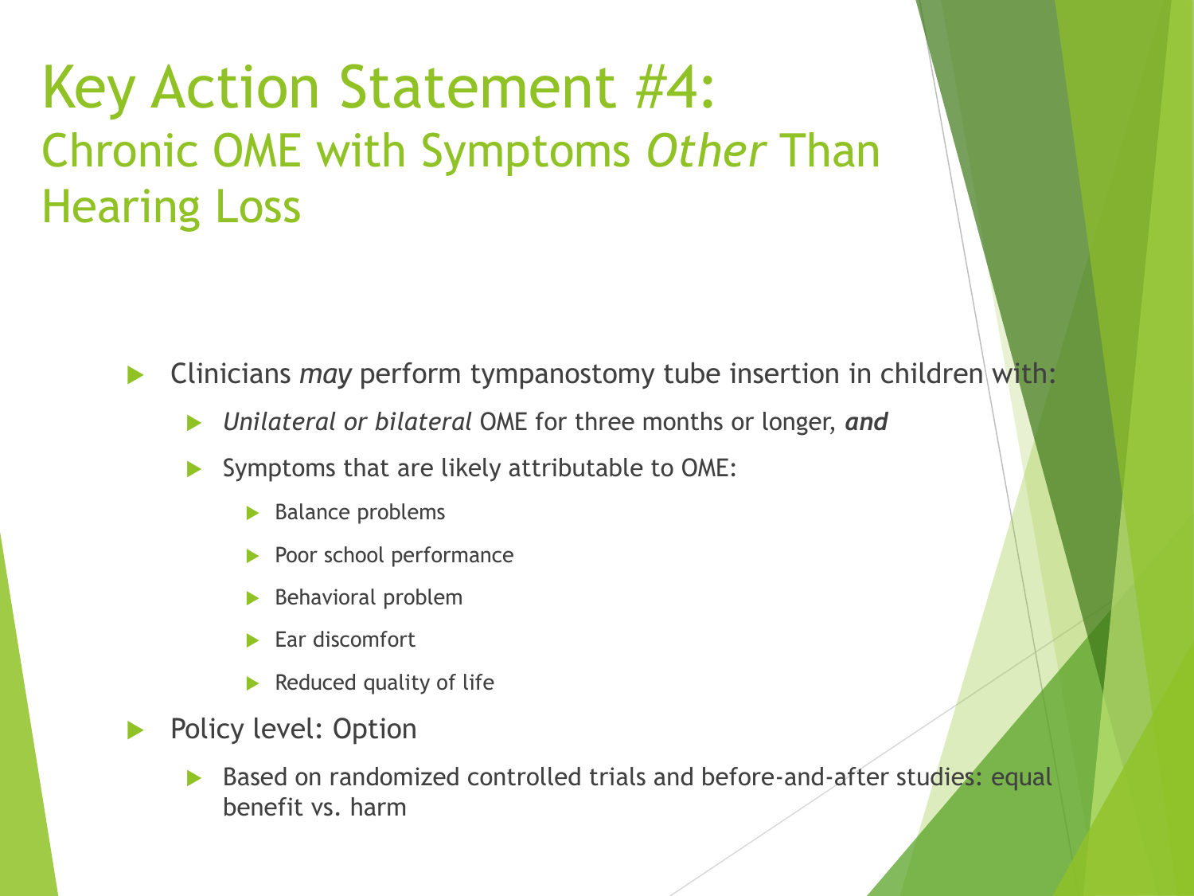# Key Action Statement #4: Chronic OME with Symptoms *Other* Than Hearing Loss

- Clinicians *may* perform tympanostomy tube insertion in children with:
  - *Unilateral or bilateral* OME for three months or longer, ***and***
  - Symptoms that are likely attributable to OME:
    - Balance problems
    - Poor school performance
    - Behavioral problem
    - Ear discomfort
    - Reduced quality of life
- Policy level: Option
  - Based on randomized controlled trials and before-and-after studies: equal benefit vs. harm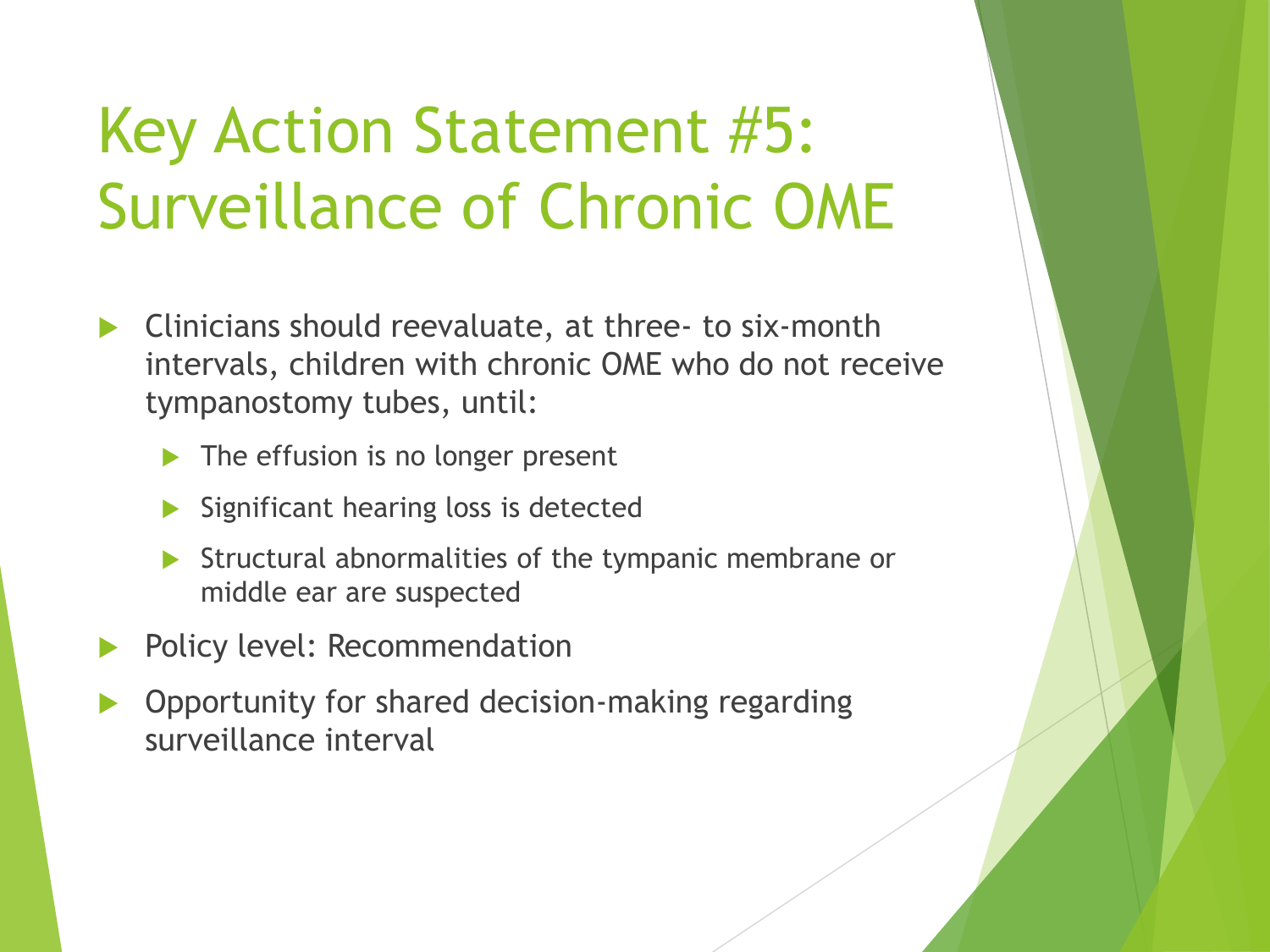# Key Action Statement #5: Surveillance of Chronic OME

- Clinicians should reevaluate, at three- to six-month intervals, children with chronic OME who do not receive tympanostomy tubes, until:
  - The effusion is no longer present
  - Significant hearing loss is detected
  - Structural abnormalities of the tympanic membrane or middle ear are suspected
- Policy level: Recommendation
- Opportunity for shared decision-making regarding surveillance interval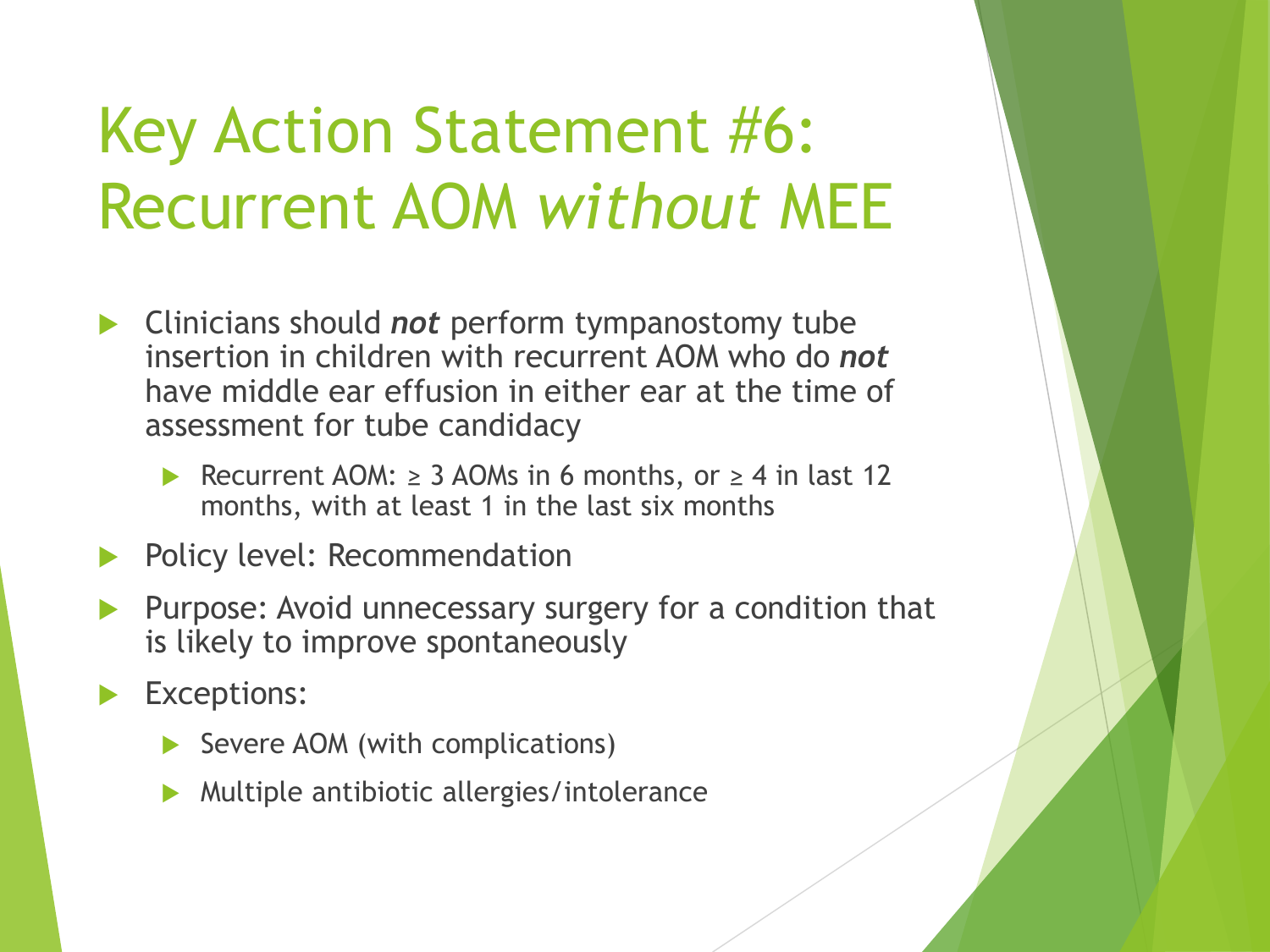# Key Action Statement #6: Recurrent AOM *without* MEE

- Clinicians should ***not*** perform tympanostomy tube insertion in children with recurrent AOM who do ***not*** have middle ear effusion in either ear at the time of assessment for tube candidacy
  - Recurrent AOM: ≥ 3 AOMs in 6 months, or ≥ 4 in last 12 months, with at least 1 in the last six months
- Policy level: Recommendation
- Purpose: Avoid unnecessary surgery for a condition that is likely to improve spontaneously
- Exceptions:
  - Severe AOM (with complications)
  - Multiple antibiotic allergies/intolerance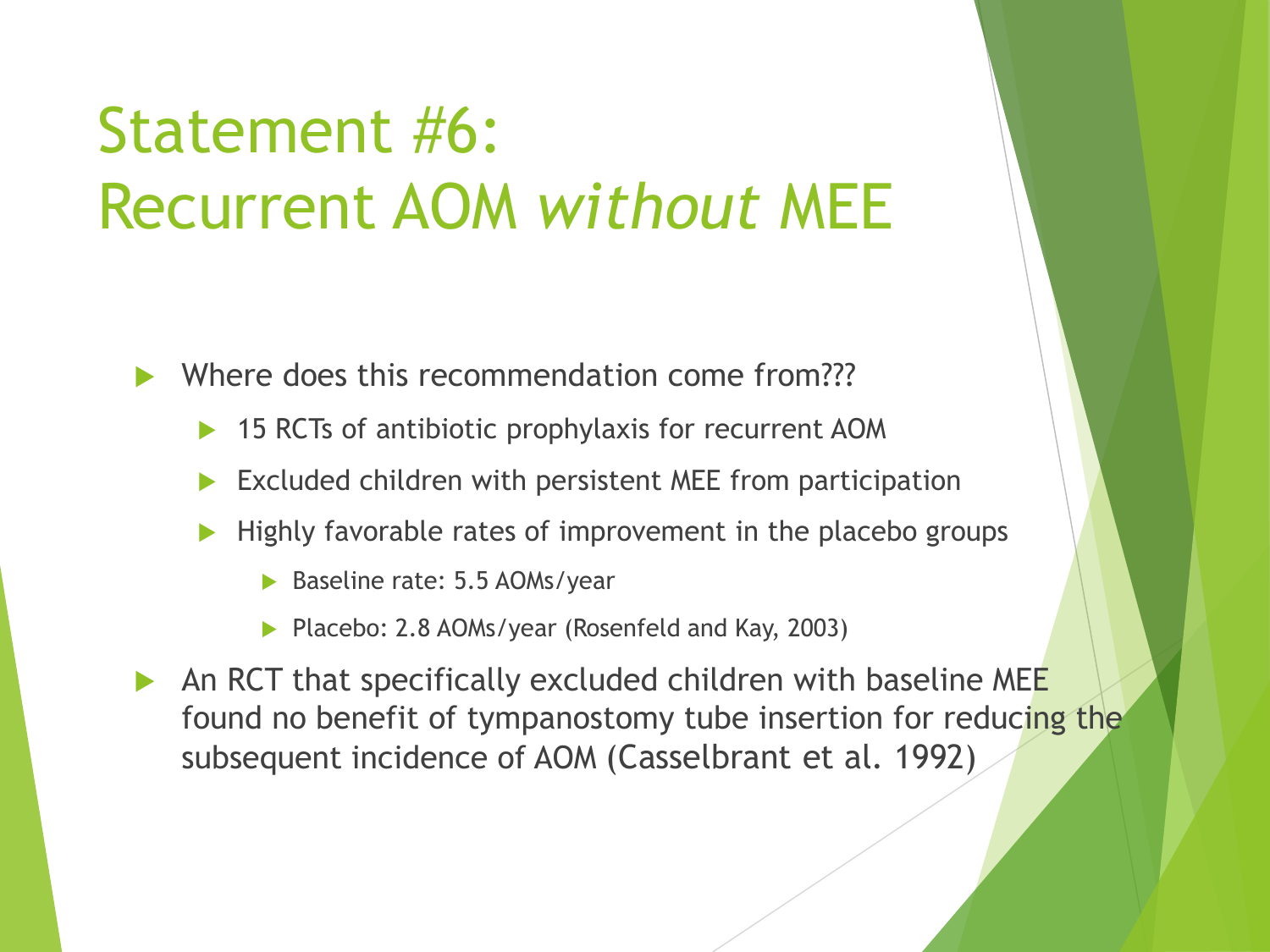# Statement #6: Recurrent AOM *without* MEE

- Where does this recommendation come from???
  - 15 RCTs of antibiotic prophylaxis for recurrent AOM
  - Excluded children with persistent MEE from participation
  - Highly favorable rates of improvement in the placebo groups
    - Baseline rate: 5.5 AOMs/year
    - Placebo: 2.8 AOMs/year (Rosenfeld and Kay, 2003)
- An RCT that specifically excluded children with baseline MEE found no benefit of tympanostomy tube insertion for reducing the subsequent incidence of AOM (Casselbrant et al. 1992)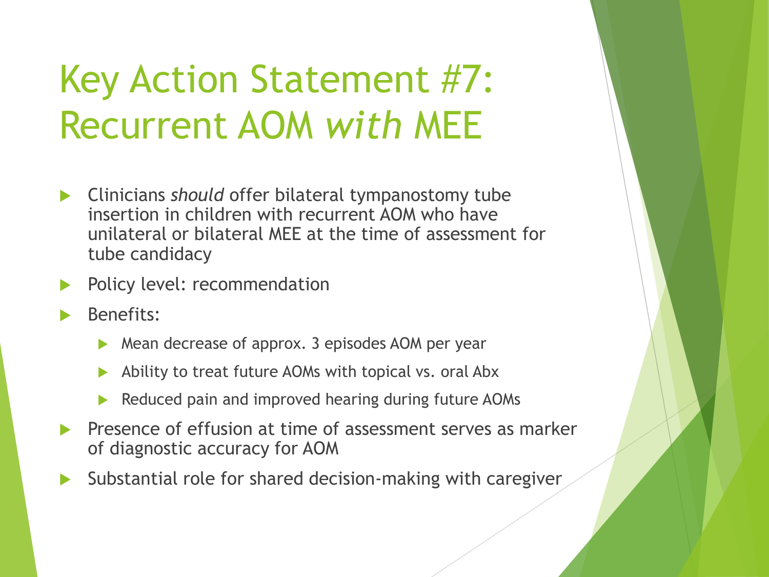# Key Action Statement #7: Recurrent AOM *with* MEE

- Clinicians *should* offer bilateral tympanostomy tube insertion in children with recurrent AOM who have unilateral or bilateral MEE at the time of assessment for tube candidacy
- Policy level: recommendation
- Benefits:
  - Mean decrease of approx. 3 episodes AOM per year
  - Ability to treat future AOMs with topical vs. oral Abx
  - Reduced pain and improved hearing during future AOMs
- Presence of effusion at time of assessment serves as marker of diagnostic accuracy for AOM
- Substantial role for shared decision-making with caregiver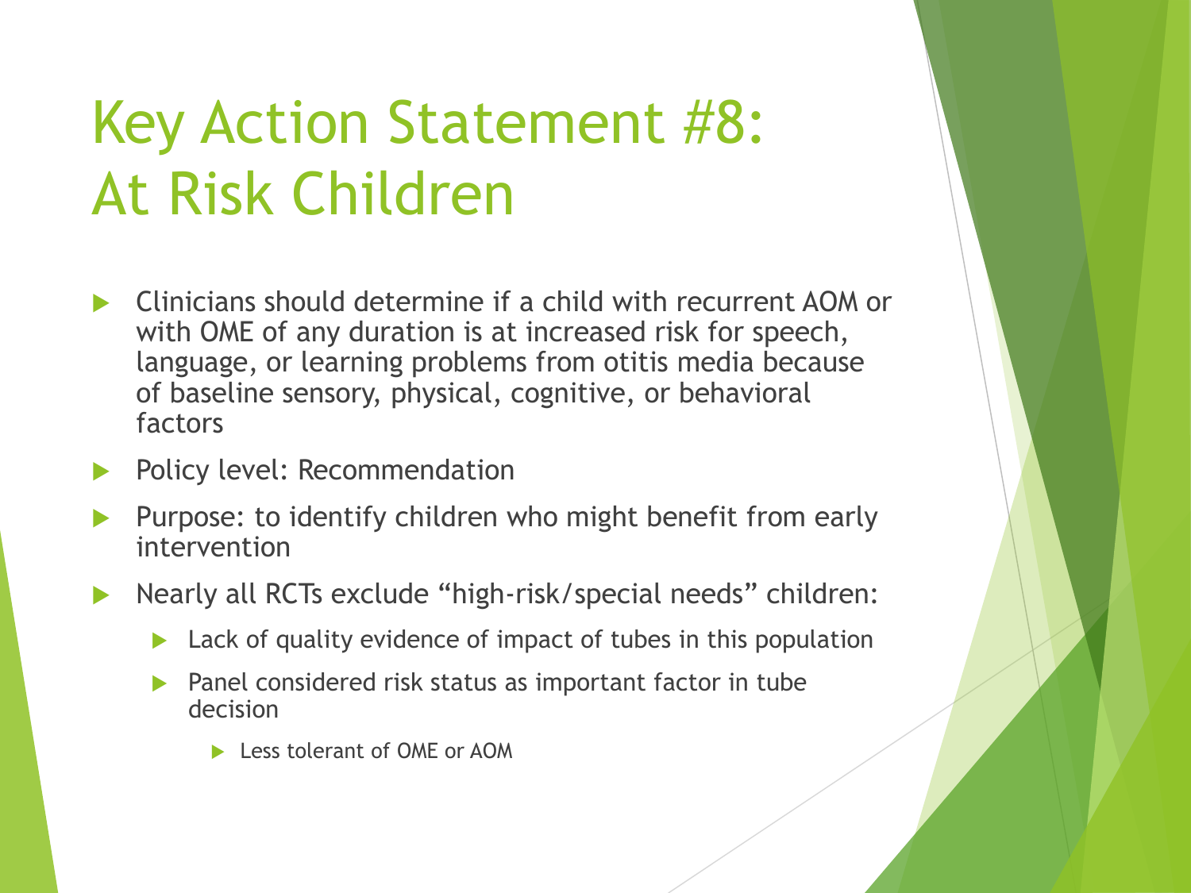# Key Action Statement #8: At Risk Children

- Clinicians should determine if a child with recurrent AOM or with OME of any duration is at increased risk for speech, language, or learning problems from otitis media because of baseline sensory, physical, cognitive, or behavioral factors
- Policy level: Recommendation
- Purpose: to identify children who might benefit from early intervention
- Nearly all RCTs exclude “high-risk/special needs” children:
  - Lack of quality evidence of impact of tubes in this population
  - Panel considered risk status as important factor in tube decision
    - Less tolerant of OME or AOM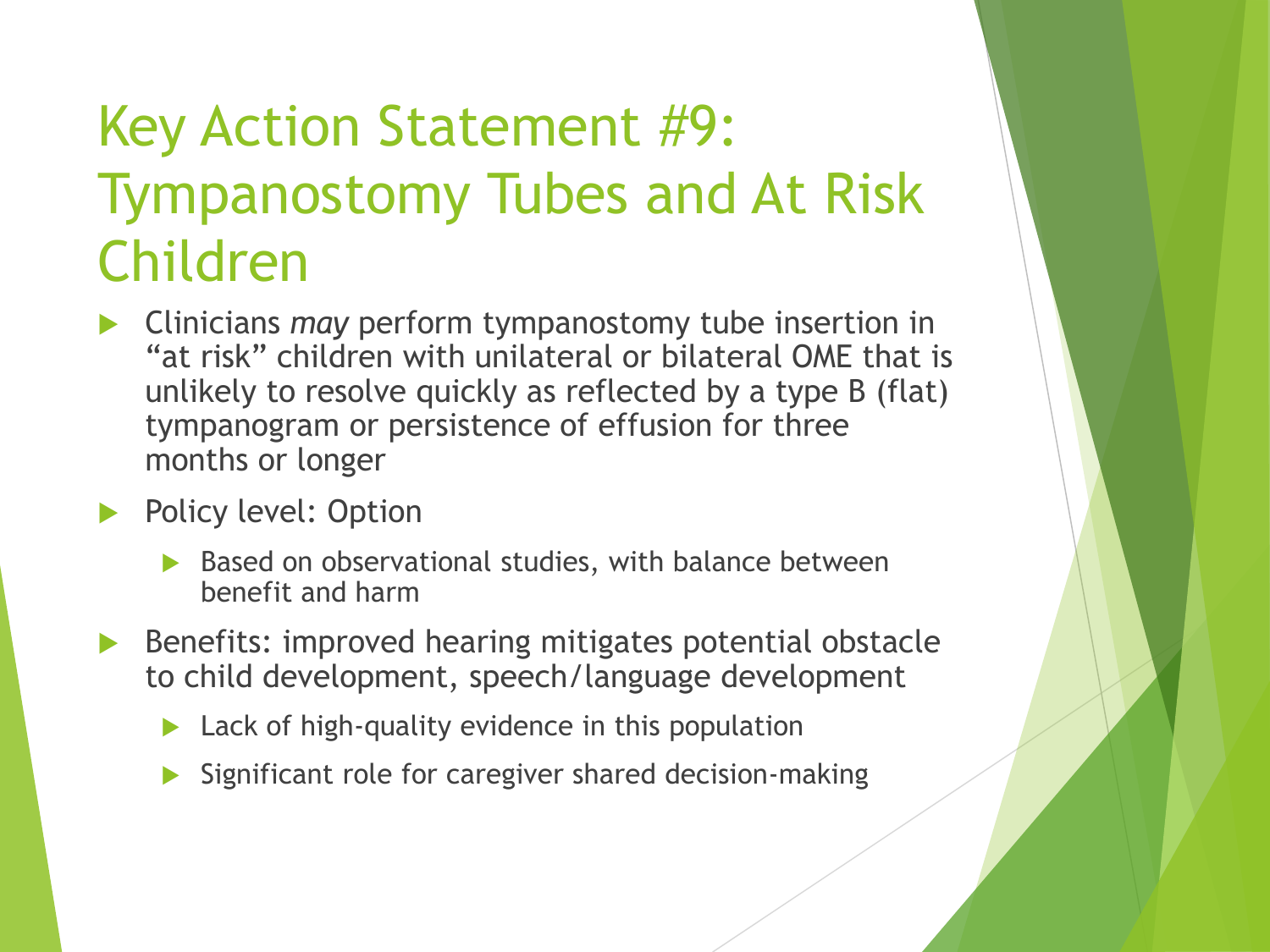# Key Action Statement #9: Tympanostomy Tubes and At Risk Children

- Clinicians *may* perform tympanostomy tube insertion in "at risk" children with unilateral or bilateral OME that is unlikely to resolve quickly as reflected by a type B (flat) tympanogram or persistence of effusion for three months or longer
- Policy level: Option
  - Based on observational studies, with balance between benefit and harm
- Benefits: improved hearing mitigates potential obstacle to child development, speech/language development
  - Lack of high-quality evidence in this population
  - Significant role for caregiver shared decision-making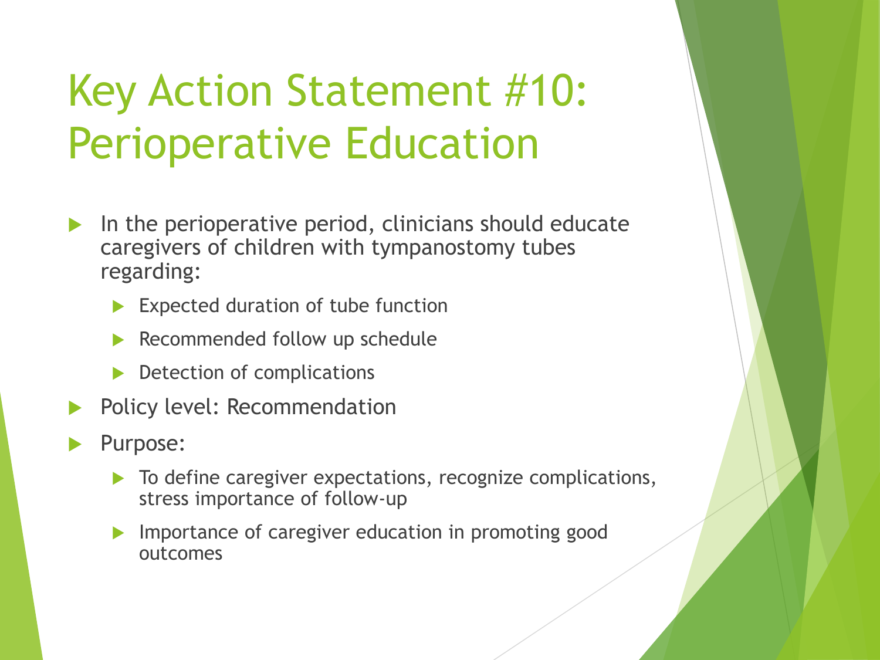# Key Action Statement #10: Perioperative Education

- In the perioperative period, clinicians should educate caregivers of children with tympanostomy tubes regarding:
  - Expected duration of tube function
  - Recommended follow up schedule
  - Detection of complications
- Policy level: Recommendation
- Purpose:
  - To define caregiver expectations, recognize complications, stress importance of follow-up
  - Importance of caregiver education in promoting good outcomes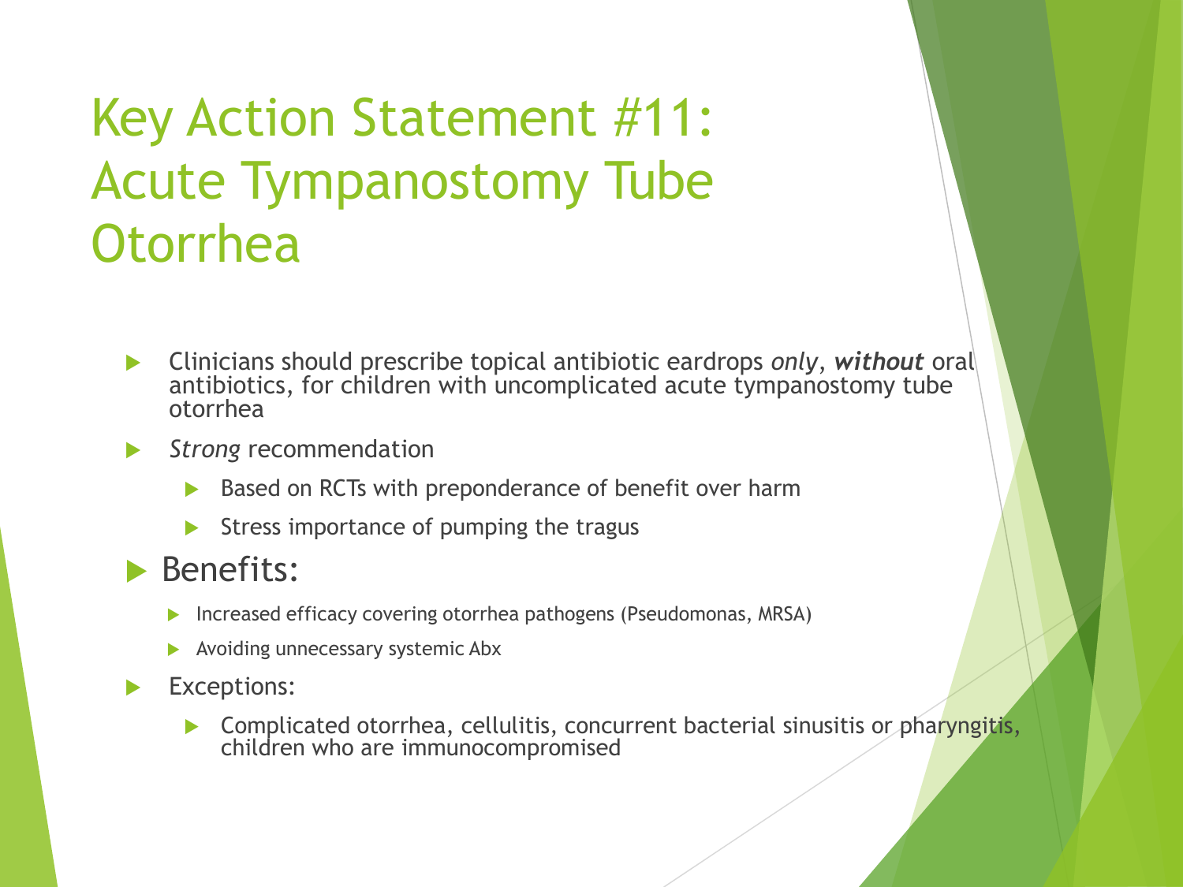# Key Action Statement #11: Acute Tympanostomy Tube Otorrhea

- Clinicians should prescribe topical antibiotic eardrops *only*, ***without*** oral antibiotics, for children with uncomplicated acute tympanostomy tube otorrhea
- *Strong* recommendation
  - Based on RCTs with preponderance of benefit over harm
  - Stress importance of pumping the tragus
- Benefits:
  - Increased efficacy covering otorrhea pathogens (Pseudomonas, MRSA)
  - Avoiding unnecessary systemic Abx
- Exceptions:
  - Complicated otorrhea, cellulitis, concurrent bacterial sinusitis or pharyngitis, children who are immunocompromised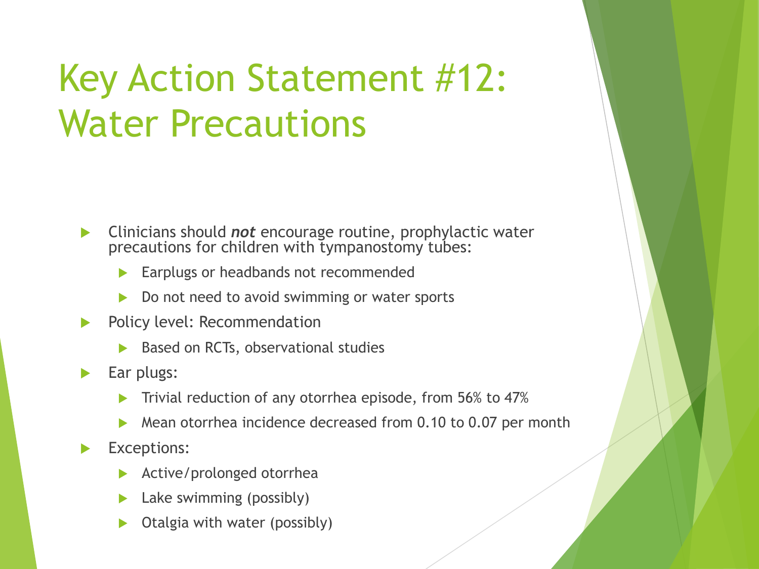# Key Action Statement #12: Water Precautions

- Clinicians should ***not*** encourage routine, prophylactic water precautions for children with tympanostomy tubes:
  - Earplugs or headbands not recommended
  - Do not need to avoid swimming or water sports
- Policy level: Recommendation
  - Based on RCTs, observational studies
- Ear plugs:
  - Trivial reduction of any otorrhea episode, from 56% to 47%
  - Mean otorrhea incidence decreased from 0.10 to 0.07 per month
- Exceptions:
  - Active/prolonged otorrhea
  - Lake swimming (possibly)
  - Otalgia with water (possibly)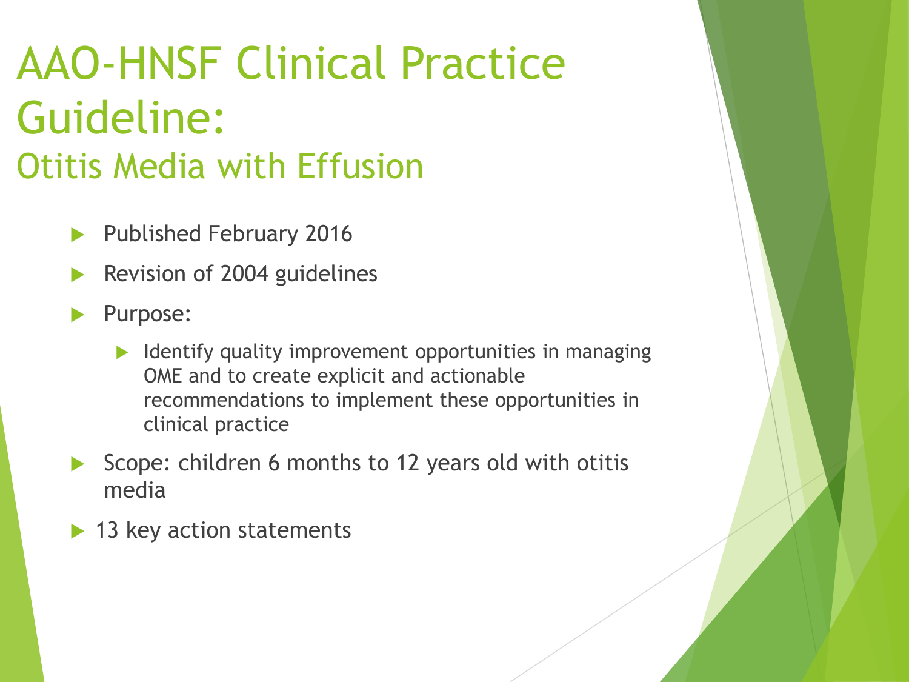# AAO-HNSF Clinical Practice Guideline:

## Otitis Media with Effusion

- Published February 2016
- Revision of 2004 guidelines
- Purpose:
  - Identify quality improvement opportunities in managing OME and to create explicit and actionable recommendations to implement these opportunities in clinical practice
- Scope: children 6 months to 12 years old with otitis media
- 13 key action statements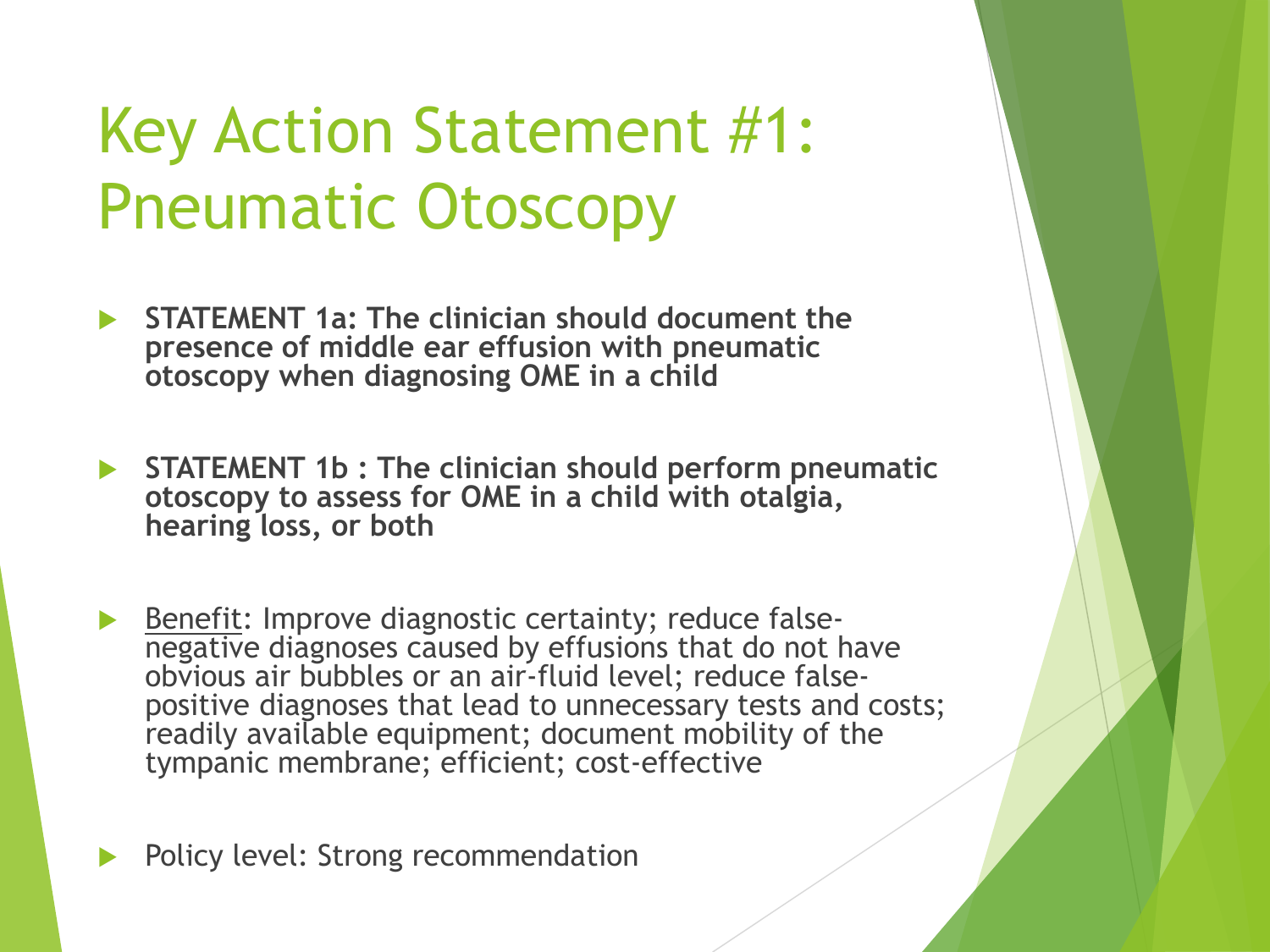# Key Action Statement #1: Pneumatic Otoscopy

- **STATEMENT 1a: The clinician should document the presence of middle ear effusion with pneumatic otoscopy when diagnosing OME in a child**

- **STATEMENT 1b : The clinician should perform pneumatic otoscopy to assess for OME in a child with otalgia, hearing loss, or both**

- <u>Benefit</u>: Improve diagnostic certainty; reduce false-negative diagnoses caused by effusions that do not have obvious air bubbles or an air-fluid level; reduce false-positive diagnoses that lead to unnecessary tests and costs; readily available equipment; document mobility of the tympanic membrane; efficient; cost-effective

- Policy level: Strong recommendation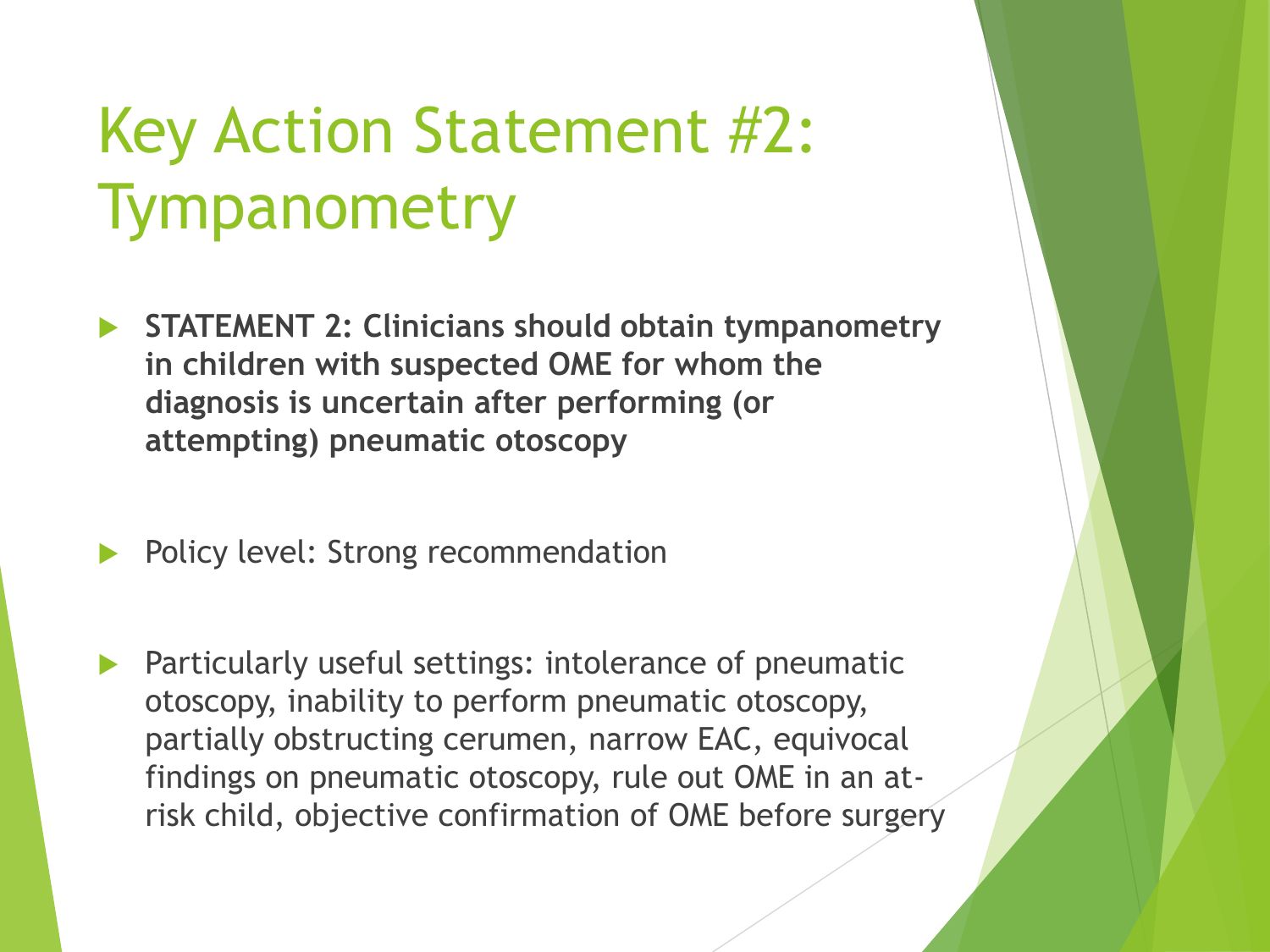# Key Action Statement #2: Tympanometry

- **STATEMENT 2: Clinicians should obtain tympanometry in children with suspected OME for whom the diagnosis is uncertain after performing (or attempting) pneumatic otoscopy**
- Policy level: Strong recommendation
- Particularly useful settings: intolerance of pneumatic otoscopy, inability to perform pneumatic otoscopy, partially obstructing cerumen, narrow EAC, equivocal findings on pneumatic otoscopy, rule out OME in an at-risk child, objective confirmation of OME before surgery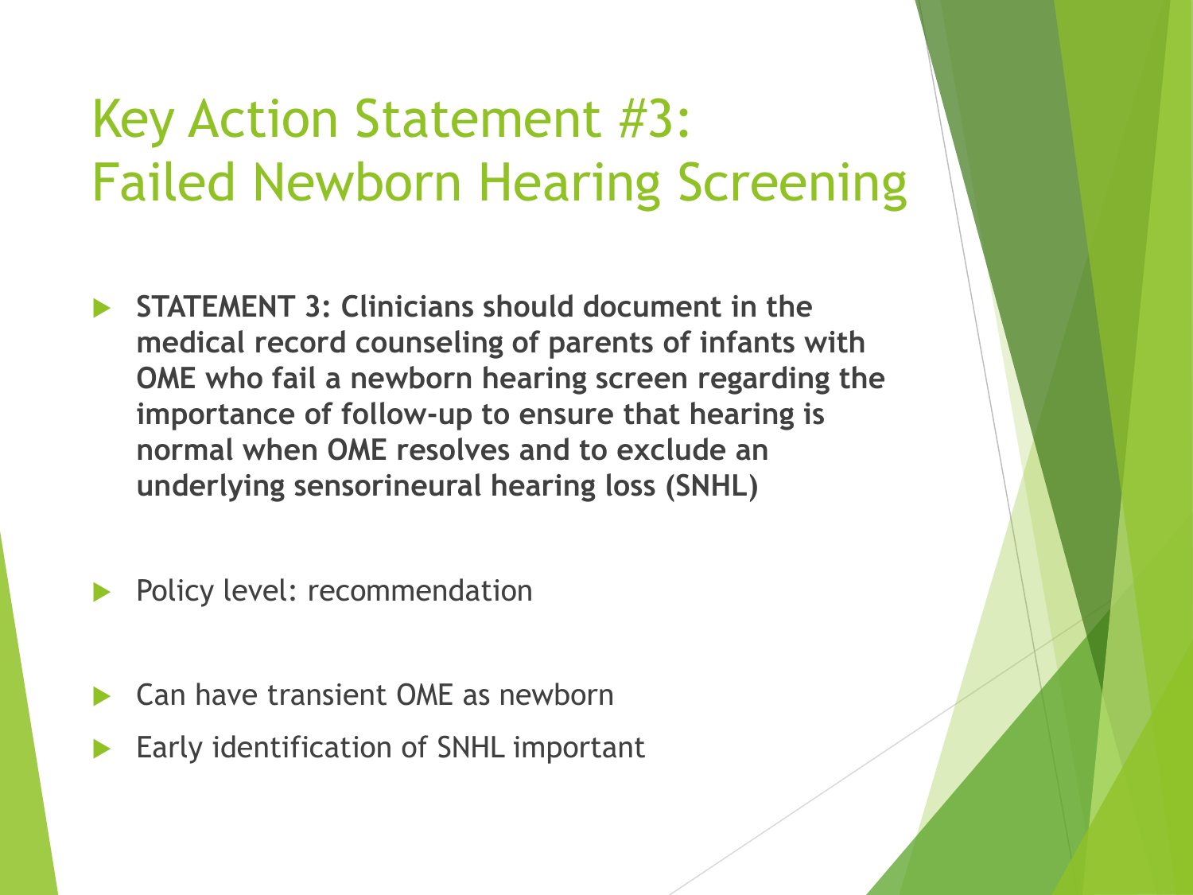# Key Action Statement #3: Failed Newborn Hearing Screening

- **STATEMENT 3: Clinicians should document in the medical record counseling of parents of infants with OME who fail a newborn hearing screen regarding the importance of follow-up to ensure that hearing is normal when OME resolves and to exclude an underlying sensorineural hearing loss (SNHL)**

- Policy level: recommendation

- Can have transient OME as newborn
- Early identification of SNHL important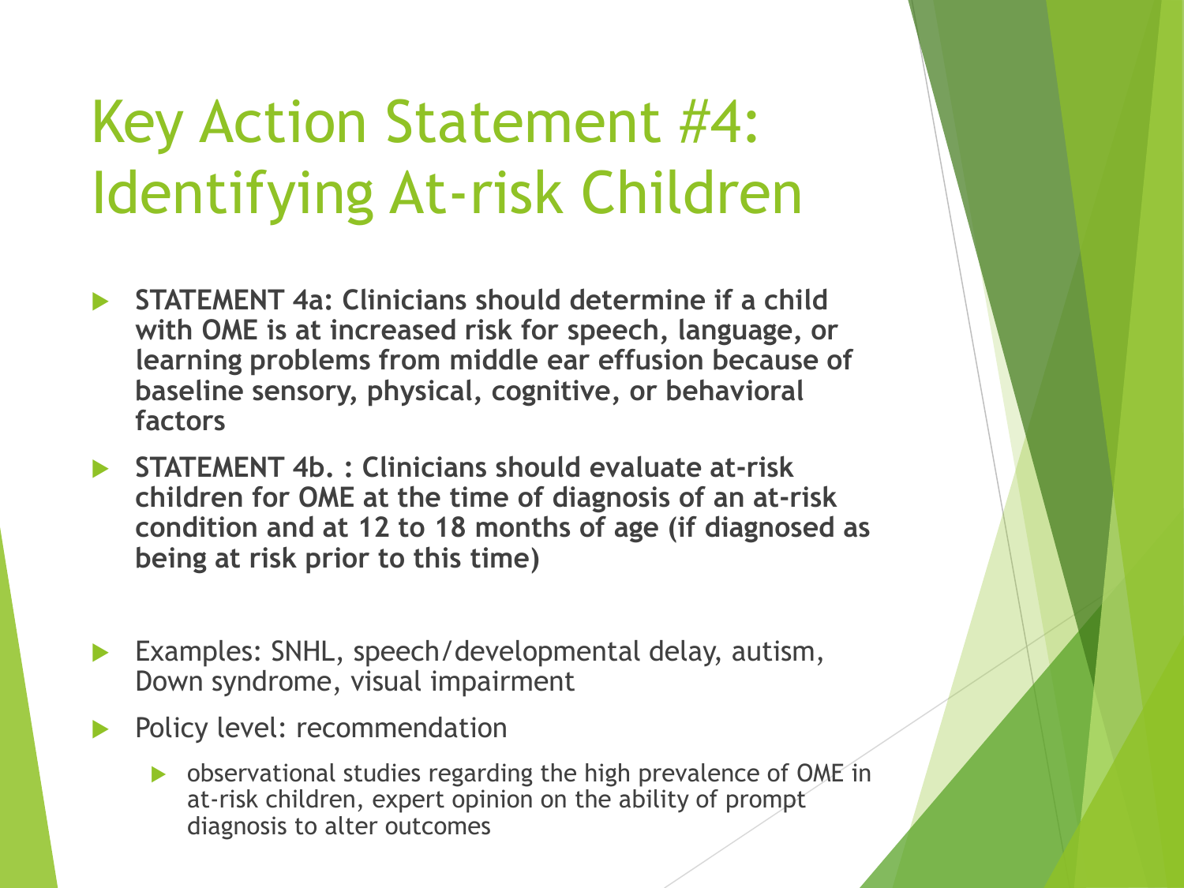# Key Action Statement #4: Identifying At-risk Children

- **STATEMENT 4a: Clinicians should determine if a child with OME is at increased risk for speech, language, or learning problems from middle ear effusion because of baseline sensory, physical, cognitive, or behavioral factors**
- **STATEMENT 4b. : Clinicians should evaluate at-risk children for OME at the time of diagnosis of an at-risk condition and at 12 to 18 months of age (if diagnosed as being at risk prior to this time)**

- Examples: SNHL, speech/developmental delay, autism, Down syndrome, visual impairment
- Policy level: recommendation
  - observational studies regarding the high prevalence of OME in at-risk children, expert opinion on the ability of prompt diagnosis to alter outcomes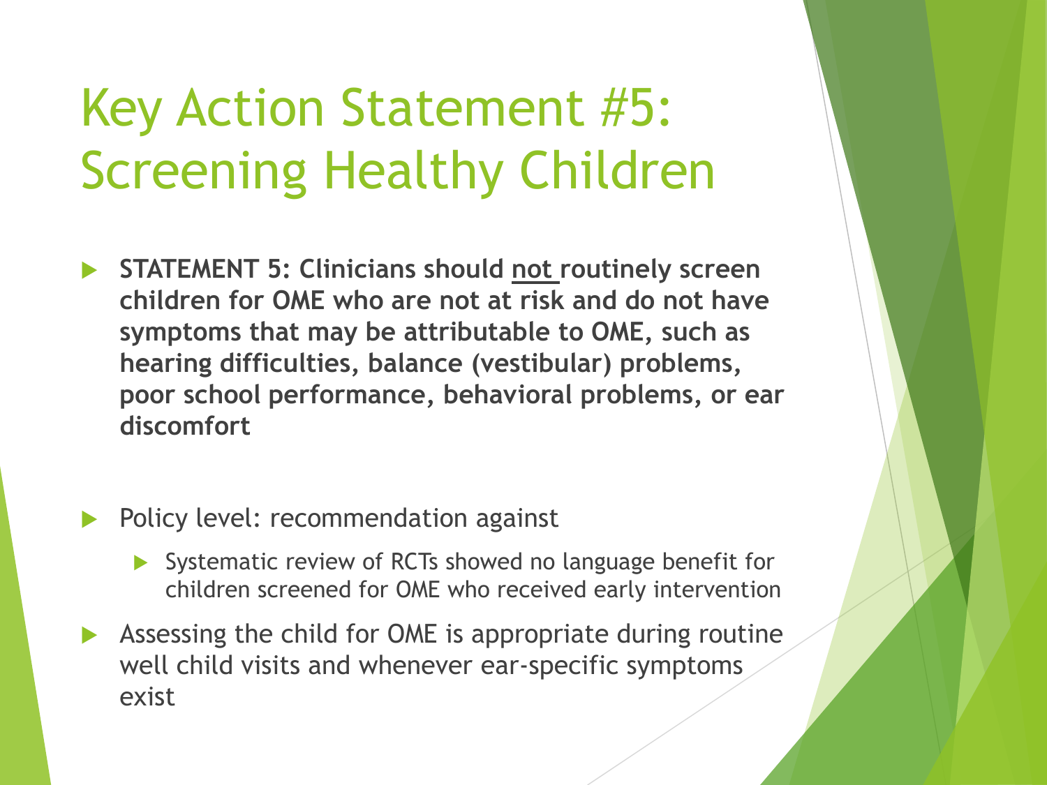# Key Action Statement #5: Screening Healthy Children

- **STATEMENT 5: Clinicians should <u>not</u> routinely screen children for OME who are not at risk and do not have symptoms that may be attributable to OME, such as hearing difficulties, balance (vestibular) problems, poor school performance, behavioral problems, or ear discomfort**

- Policy level: recommendation against
  - Systematic review of RCTs showed no language benefit for children screened for OME who received early intervention
- Assessing the child for OME is appropriate during routine well child visits and whenever ear-specific symptoms exist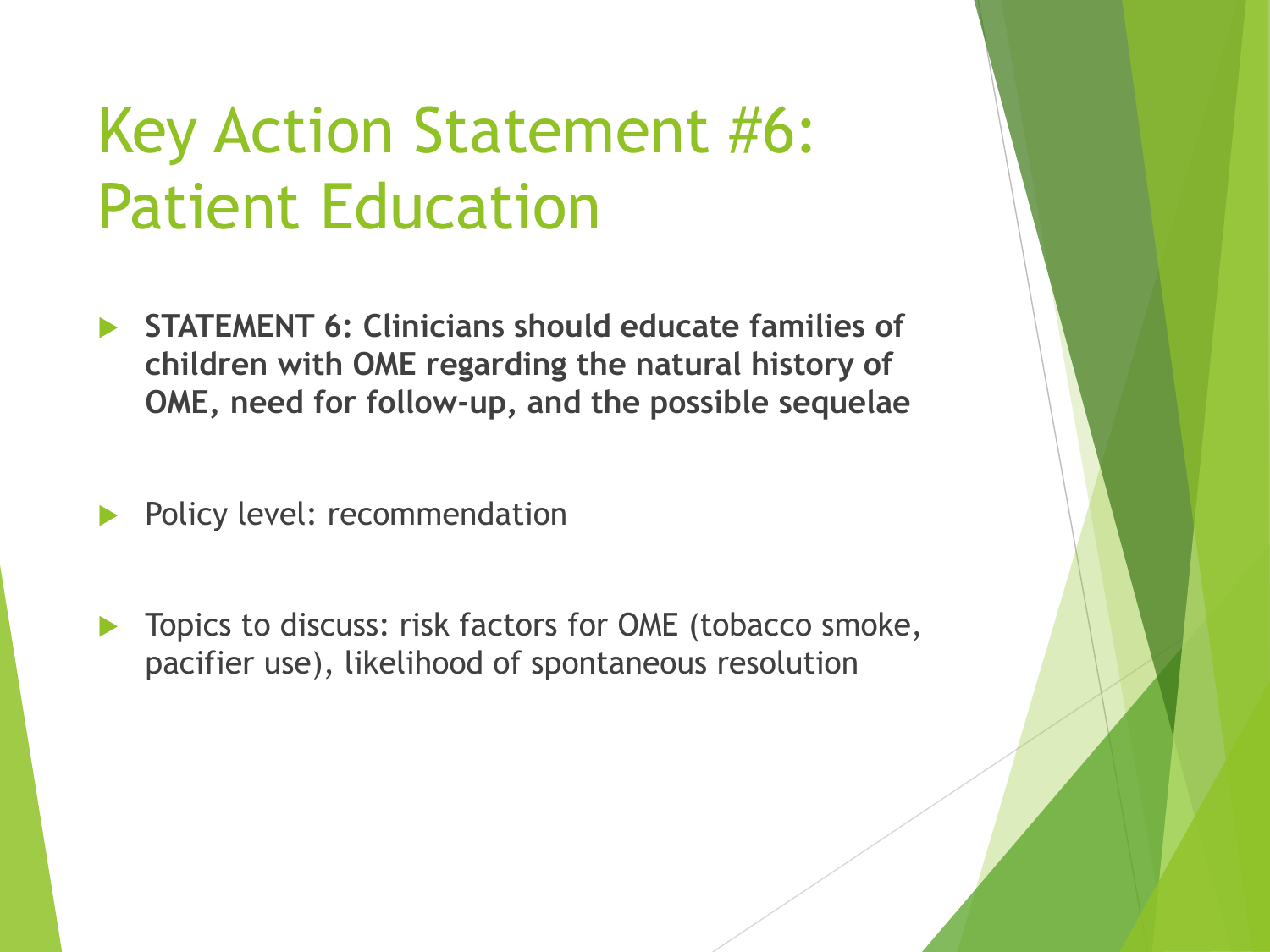# Key Action Statement #6: Patient Education

- **STATEMENT 6: Clinicians should educate families of children with OME regarding the natural history of OME, need for follow-up, and the possible sequelae**

- Policy level: recommendation

- Topics to discuss: risk factors for OME (tobacco smoke, pacifier use), likelihood of spontaneous resolution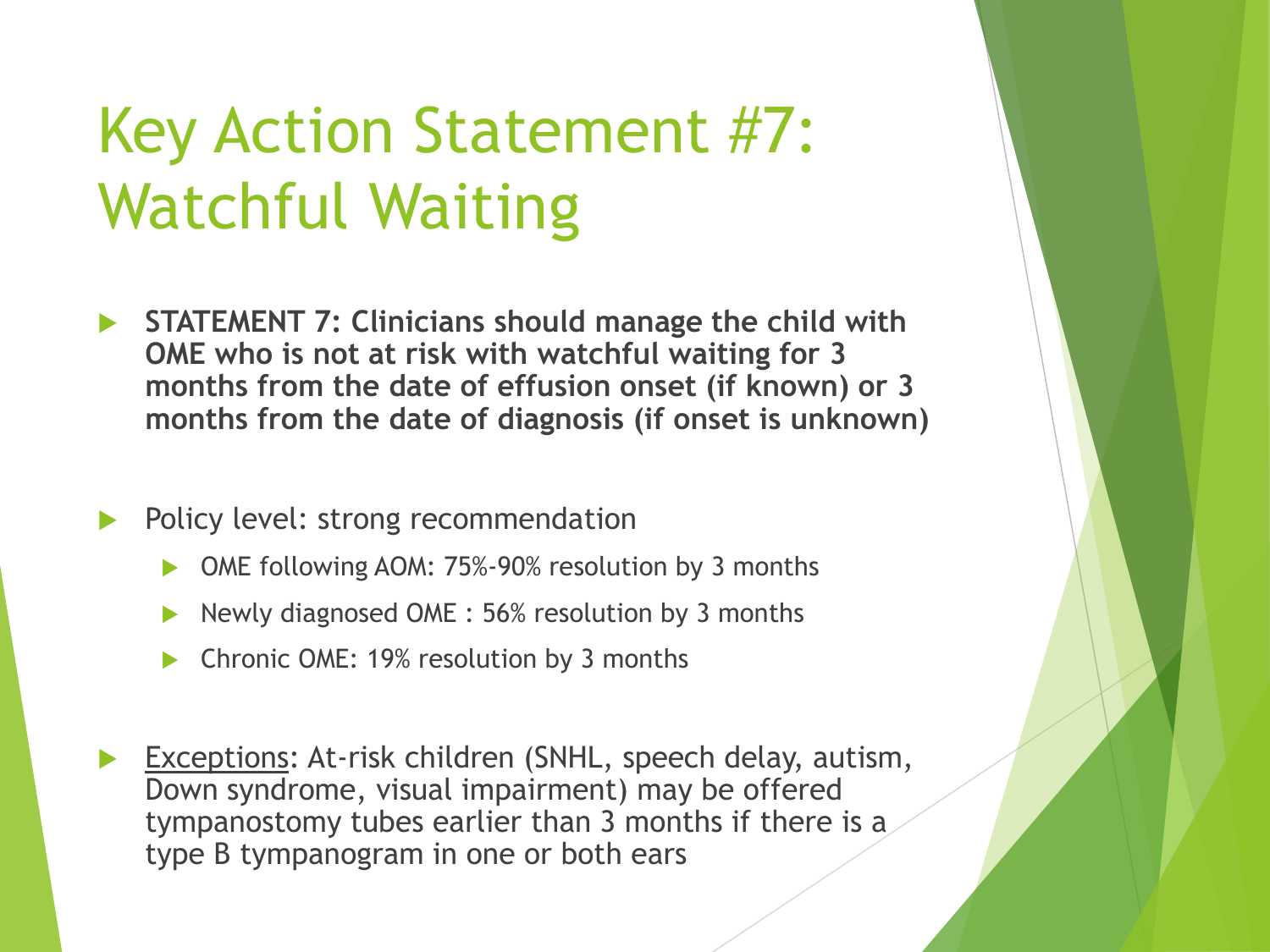# Key Action Statement #7: Watchful Waiting

- **STATEMENT 7: Clinicians should manage the child with OME who is not at risk with watchful waiting for 3 months from the date of effusion onset (if known) or 3 months from the date of diagnosis (if onset is unknown)**

- Policy level: strong recommendation
  - OME following AOM: 75%-90% resolution by 3 months
  - Newly diagnosed OME : 56% resolution by 3 months
  - Chronic OME: 19% resolution by 3 months

- <u>Exceptions</u>: At-risk children (SNHL, speech delay, autism, Down syndrome, visual impairment) may be offered tympanostomy tubes earlier than 3 months if there is a type B tympanogram in one or both ears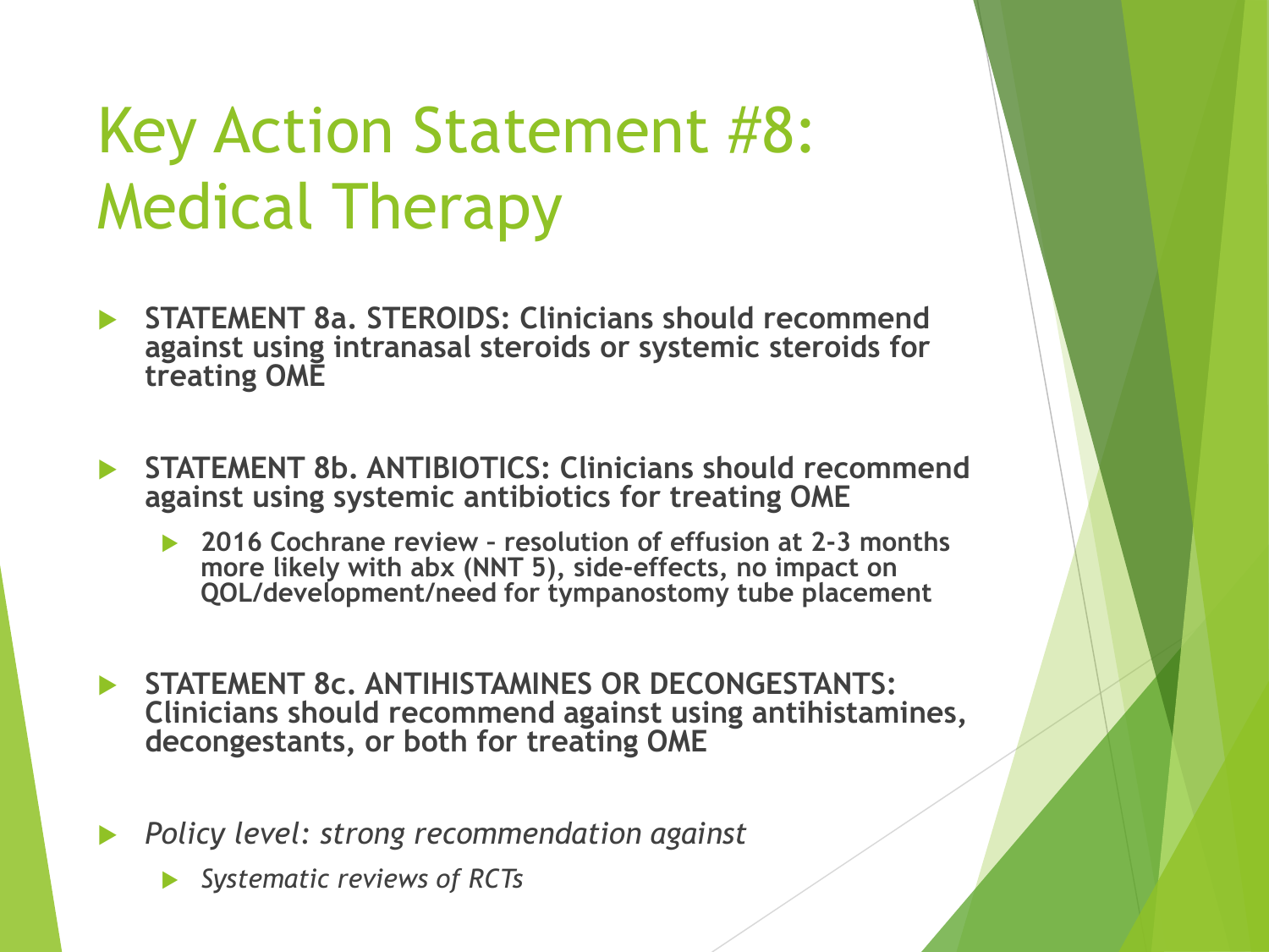# Key Action Statement #8: Medical Therapy

- **STATEMENT 8a. STEROIDS: Clinicians should recommend against using intranasal steroids or systemic steroids for treating OME**
- **STATEMENT 8b. ANTIBIOTICS: Clinicians should recommend against using systemic antibiotics for treating OME**
  - **2016 Cochrane review – resolution of effusion at 2-3 months more likely with abx (NNT 5), side-effects, no impact on QOL/development/need for tympanostomy tube placement**
- **STATEMENT 8c. ANTIHISTAMINES OR DECONGESTANTS: Clinicians should recommend against using antihistamines, decongestants, or both for treating OME**
- *Policy level: strong recommendation against*
  - *Systematic reviews of RCTs*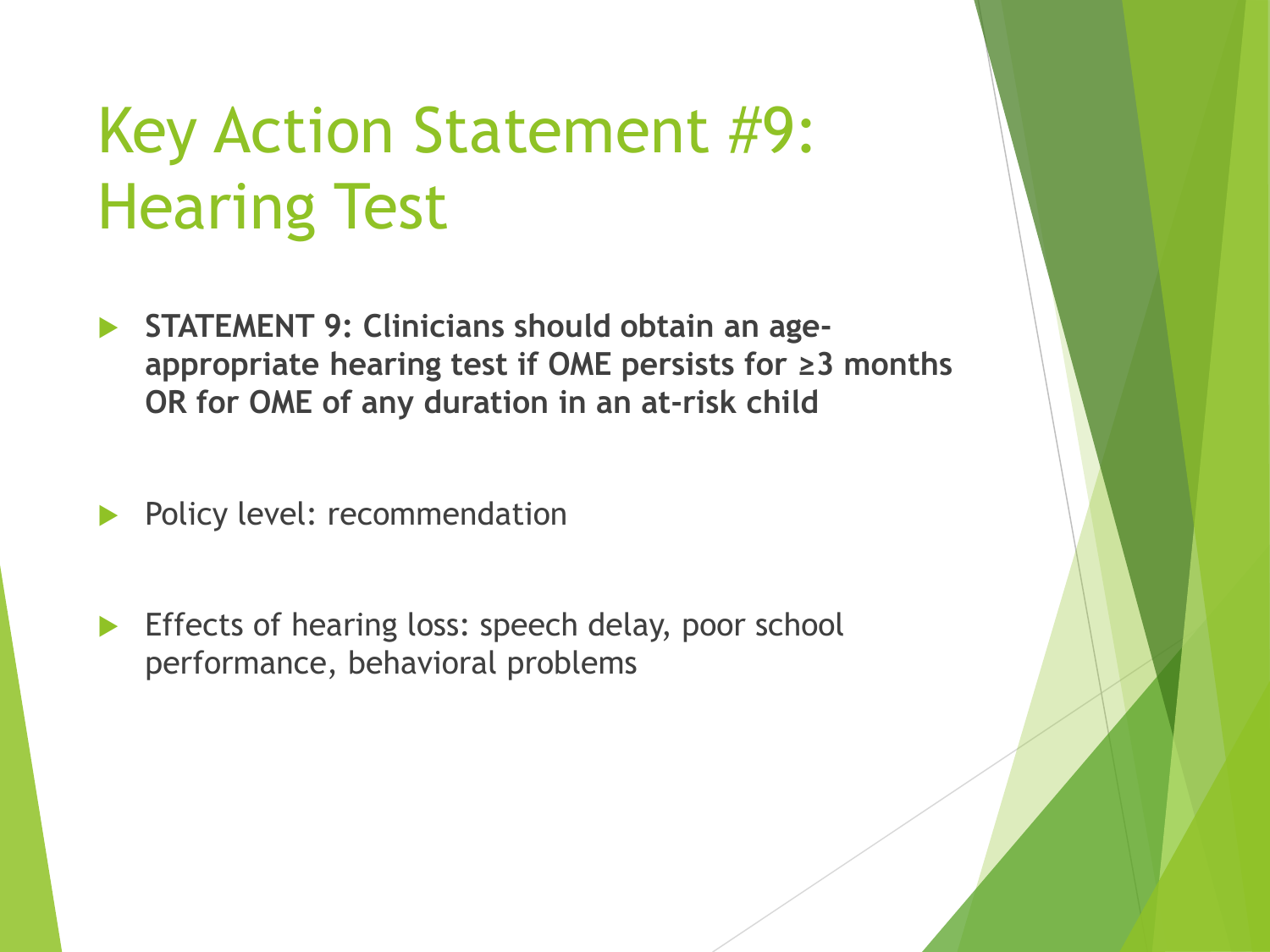# Key Action Statement #9: Hearing Test

- **STATEMENT 9: Clinicians should obtain an age-appropriate hearing test if OME persists for ≥3 months OR for OME of any duration in an at-risk child**
- Policy level: recommendation
- Effects of hearing loss: speech delay, poor school performance, behavioral problems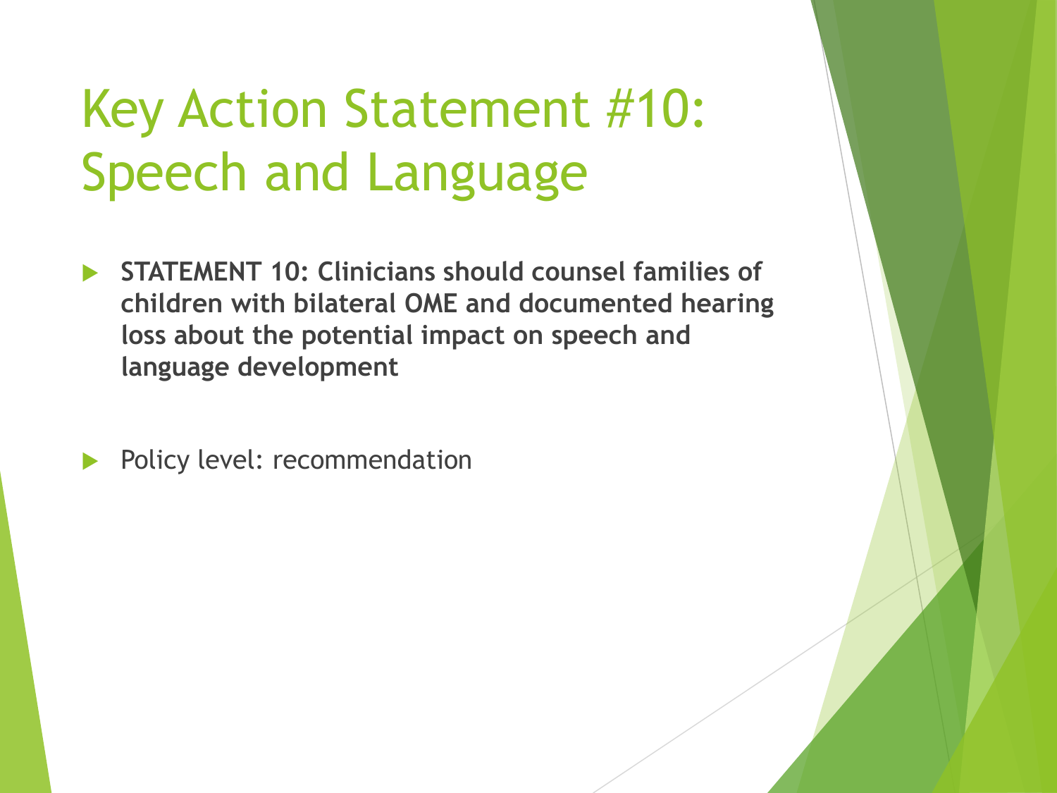# Key Action Statement #10: Speech and Language

- **STATEMENT 10: Clinicians should counsel families of children with bilateral OME and documented hearing loss about the potential impact on speech and language development**

- Policy level: recommendation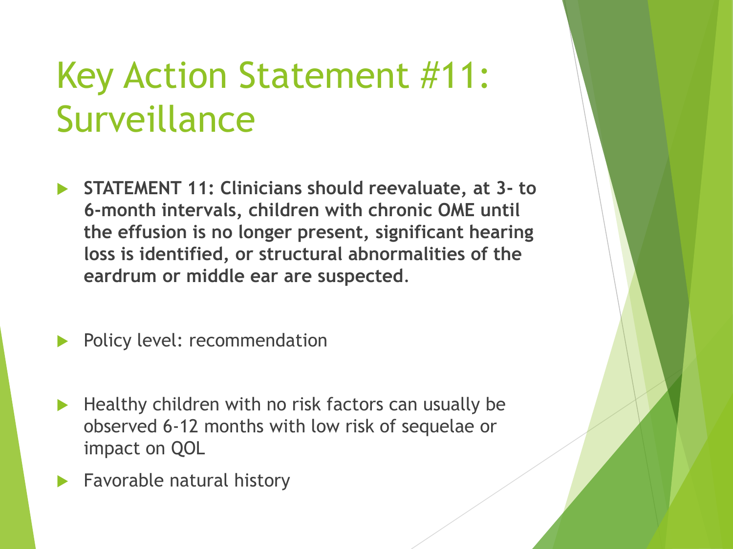# Key Action Statement #11: Surveillance

- **STATEMENT 11: Clinicians should reevaluate, at 3- to 6-month intervals, children with chronic OME until the effusion is no longer present, significant hearing loss is identified, or structural abnormalities of the eardrum or middle ear are suspected.**
- Policy level: recommendation
- Healthy children with no risk factors can usually be observed 6-12 months with low risk of sequelae or impact on QOL
- Favorable natural history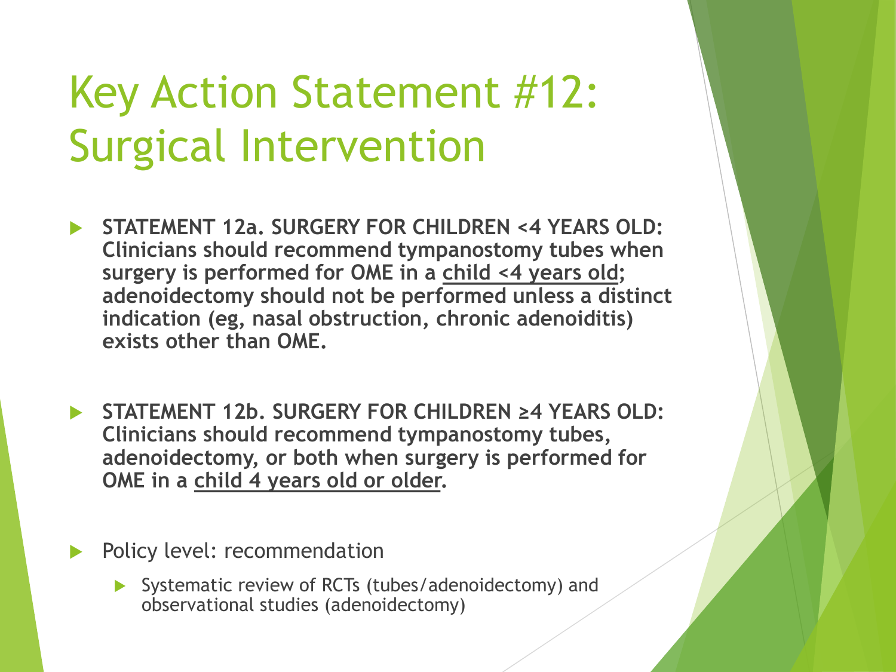# Key Action Statement #12: Surgical Intervention

- **STATEMENT 12a. SURGERY FOR CHILDREN <4 YEARS OLD: Clinicians should recommend tympanostomy tubes when surgery is performed for OME in a <u>child <4 years old</u>; adenoidectomy should not be performed unless a distinct indication (eg, nasal obstruction, chronic adenoiditis) exists other than OME.**

- **STATEMENT 12b. SURGERY FOR CHILDREN ≥4 YEARS OLD: Clinicians should recommend tympanostomy tubes, adenoidectomy, or both when surgery is performed for OME in a <u>child 4 years old or older</u>.**

- Policy level: recommendation
  - Systematic review of RCTs (tubes/adenoidectomy) and observational studies (adenoidectomy)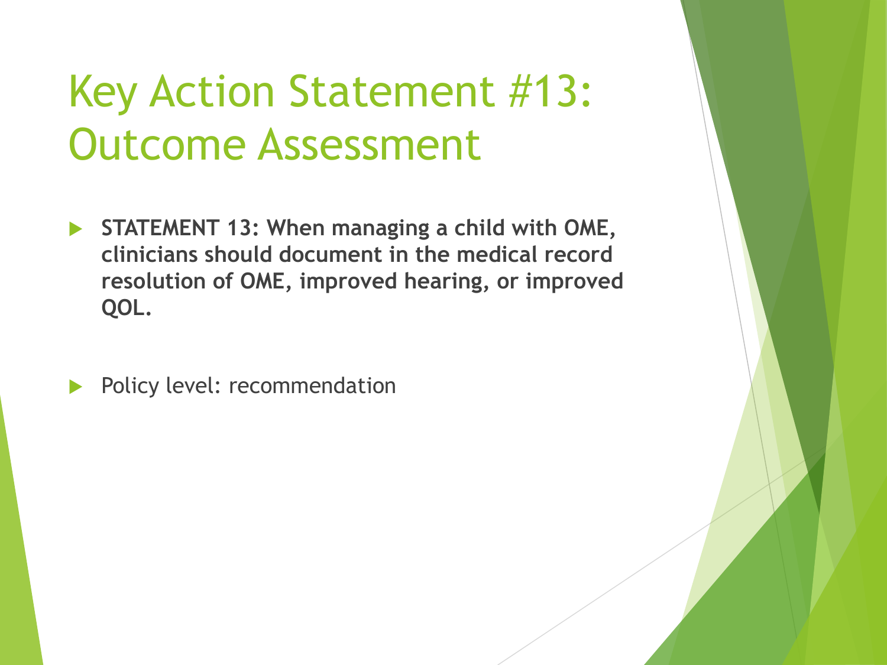# Key Action Statement #13: Outcome Assessment

- **STATEMENT 13: When managing a child with OME, clinicians should document in the medical record resolution of OME, improved hearing, or improved QOL.**

- Policy level: recommendation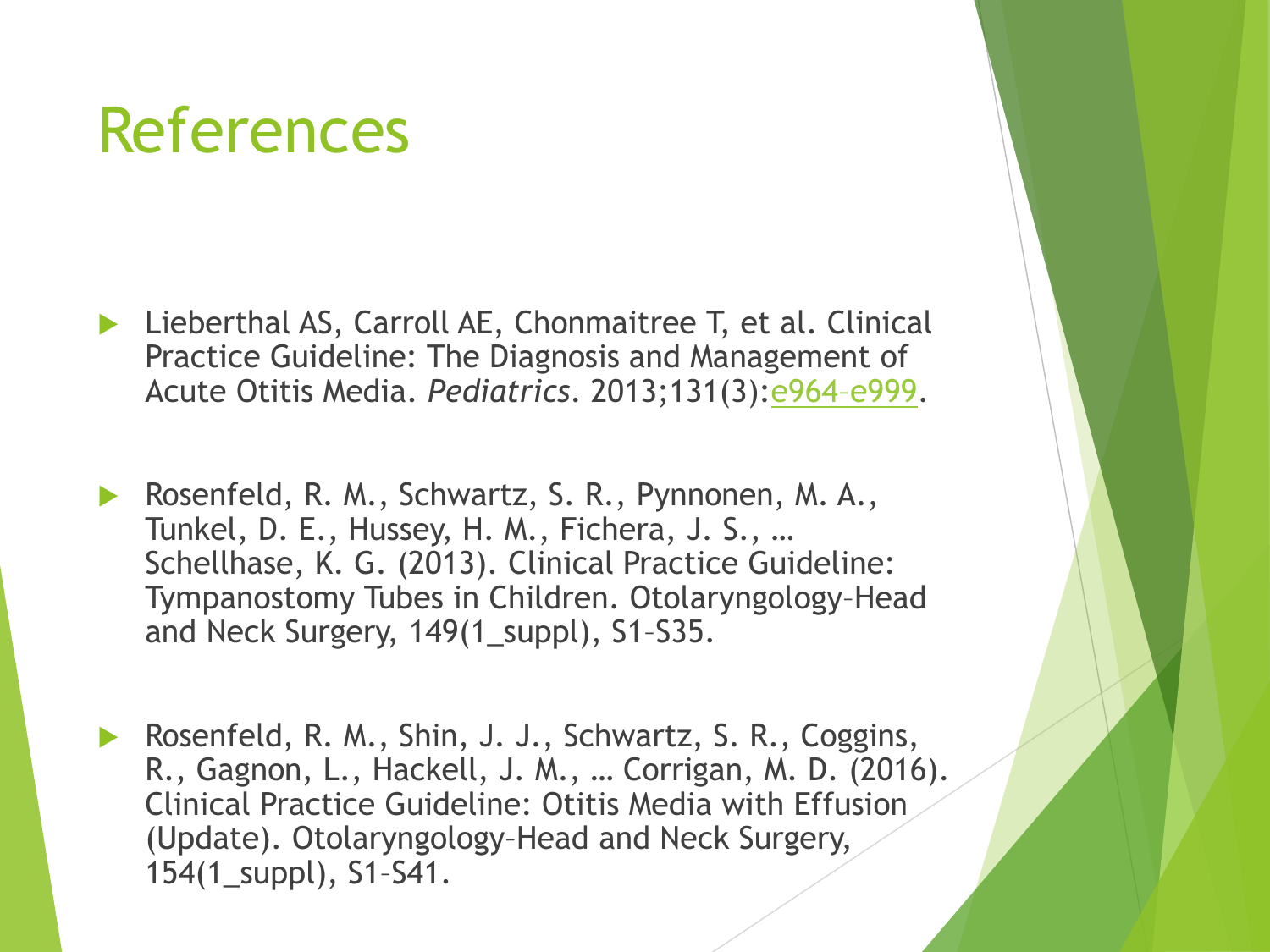# References

- Lieberthal AS, Carroll AE, Chonmaitree T, et al. Clinical Practice Guideline: The Diagnosis and Management of Acute Otitis Media. *Pediatrics*. 2013;131(3):e964–e999.

- Rosenfeld, R. M., Schwartz, S. R., Pynnonen, M. A., Tunkel, D. E., Hussey, H. M., Fichera, J. S., … Schellhase, K. G. (2013). Clinical Practice Guideline: Tympanostomy Tubes in Children. Otolaryngology–Head and Neck Surgery, 149(1_suppl), S1–S35.

- Rosenfeld, R. M., Shin, J. J., Schwartz, S. R., Coggins, R., Gagnon, L., Hackell, J. M., … Corrigan, M. D. (2016). Clinical Practice Guideline: Otitis Media with Effusion (Update). Otolaryngology–Head and Neck Surgery, 154(1_suppl), S1–S41.